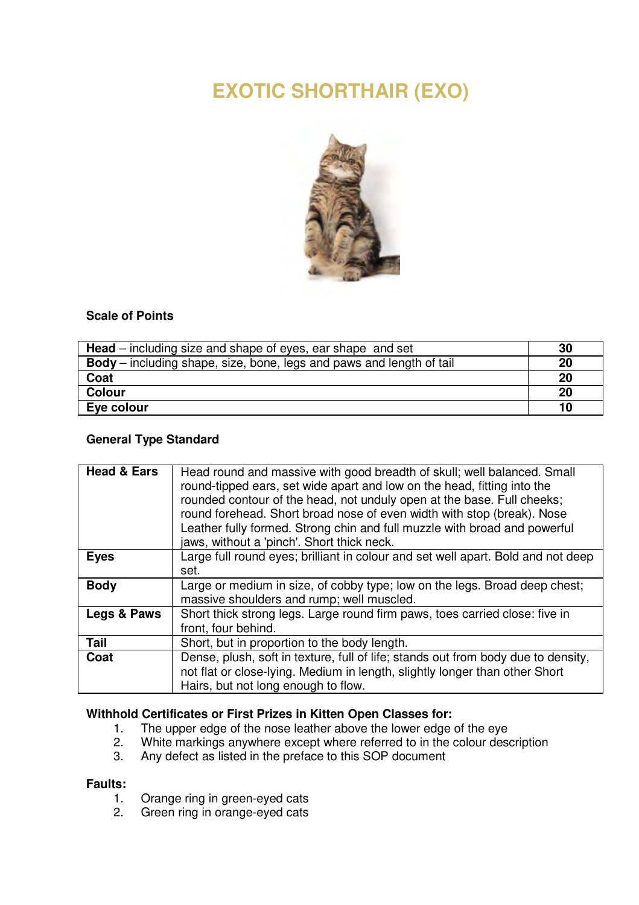# EXOTIC SHORTHAIR (EXO)

### Scale of Points

| | |
|---|---|
| **Head** – including size and shape of eyes, ear shape and set | **30** |
| **Body** – including shape, size, bone, legs and paws and length of tail | **20** |
| **Coat** | **20** |
| **Colour** | **20** |
| **Eye colour** | **10** |

### General Type Standard

| | |
|---|---|
| **Head & Ears** | Head round and massive with good breadth of skull; well balanced. Small round-tipped ears, set wide apart and low on the head, fitting into the rounded contour of the head, not unduly open at the base. Full cheeks; round forehead. Short broad nose of even width with stop (break). Nose Leather fully formed. Strong chin and full muzzle with broad and powerful jaws, without a 'pinch'. Short thick neck. |
| **Eyes** | Large full round eyes; brilliant in colour and set well apart. Bold and not deep set. |
| **Body** | Large or medium in size, of cobby type; low on the legs. Broad deep chest; massive shoulders and rump; well muscled. |
| **Legs & Paws** | Short thick strong legs. Large round firm paws, toes carried close: five in front, four behind. |
| **Tail** | Short, but in proportion to the body length. |
| **Coat** | Dense, plush, soft in texture, full of life; stands out from body due to density, not flat or close-lying. Medium in length, slightly longer than other Short Hairs, but not long enough to flow. |

**Withhold Certificates or First Prizes in Kitten Open Classes for:**

1. The upper edge of the nose leather above the lower edge of the eye
2. White markings anywhere except where referred to in the colour description
3. Any defect as listed in the preface to this SOP document

**Faults:**

1. Orange ring in green-eyed cats
2. Green ring in orange-eyed cats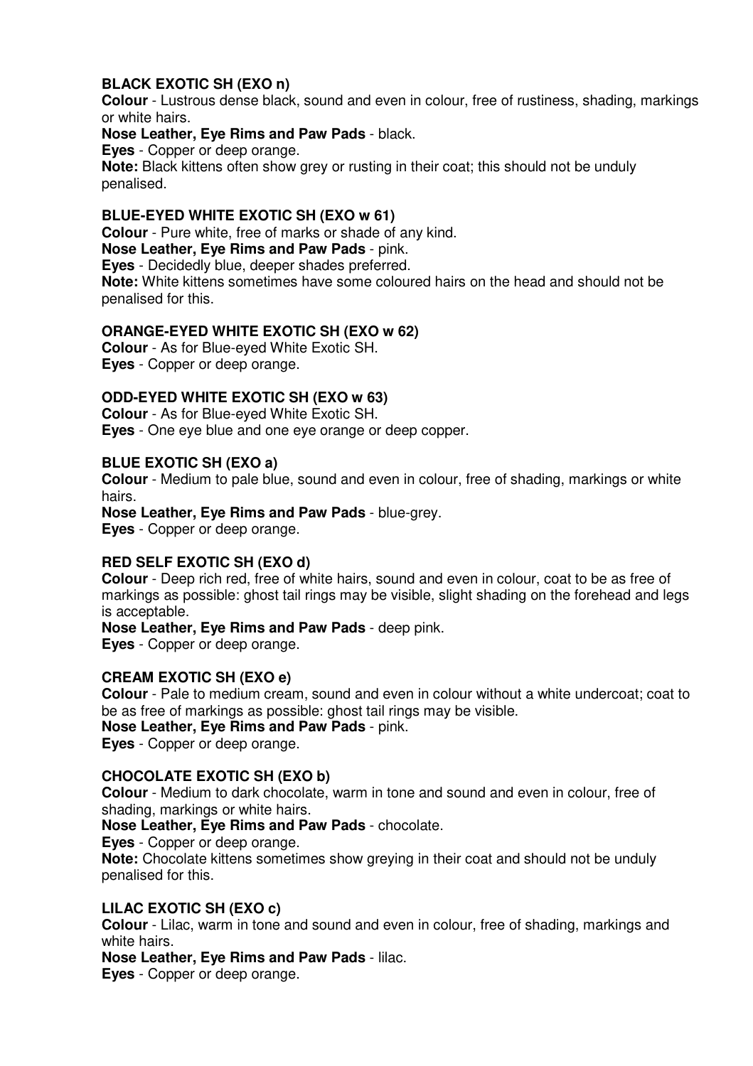### BLACK EXOTIC SH (EXO n)

**Colour** - Lustrous dense black, sound and even in colour, free of rustiness, shading, markings or white hairs.

**Nose Leather, Eye Rims and Paw Pads** - black.

**Eyes** - Copper or deep orange.

**Note:** Black kittens often show grey or rusting in their coat; this should not be unduly penalised.

### BLUE-EYED WHITE EXOTIC SH (EXO w 61)

**Colour** - Pure white, free of marks or shade of any kind.

**Nose Leather, Eye Rims and Paw Pads** - pink.

**Eyes** - Decidedly blue, deeper shades preferred.

**Note:** White kittens sometimes have some coloured hairs on the head and should not be penalised for this.

### ORANGE-EYED WHITE EXOTIC SH (EXO w 62)

**Colour** - As for Blue-eyed White Exotic SH.

**Eyes** - Copper or deep orange.

### ODD-EYED WHITE EXOTIC SH (EXO w 63)

**Colour** - As for Blue-eyed White Exotic SH.

**Eyes** - One eye blue and one eye orange or deep copper.

### BLUE EXOTIC SH (EXO a)

**Colour** - Medium to pale blue, sound and even in colour, free of shading, markings or white hairs.

**Nose Leather, Eye Rims and Paw Pads** - blue-grey.

**Eyes** - Copper or deep orange.

### RED SELF EXOTIC SH (EXO d)

**Colour** - Deep rich red, free of white hairs, sound and even in colour, coat to be as free of markings as possible: ghost tail rings may be visible, slight shading on the forehead and legs is acceptable.

**Nose Leather, Eye Rims and Paw Pads** - deep pink.

**Eyes** - Copper or deep orange.

### CREAM EXOTIC SH (EXO e)

**Colour** - Pale to medium cream, sound and even in colour without a white undercoat; coat to be as free of markings as possible: ghost tail rings may be visible.

**Nose Leather, Eye Rims and Paw Pads** - pink.

**Eyes** - Copper or deep orange.

### CHOCOLATE EXOTIC SH (EXO b)

**Colour** - Medium to dark chocolate, warm in tone and sound and even in colour, free of shading, markings or white hairs.

**Nose Leather, Eye Rims and Paw Pads** - chocolate.

**Eyes** - Copper or deep orange.

**Note:** Chocolate kittens sometimes show greying in their coat and should not be unduly penalised for this.

### LILAC EXOTIC SH (EXO c)

**Colour** - Lilac, warm in tone and sound and even in colour, free of shading, markings and white hairs.

**Nose Leather, Eye Rims and Paw Pads** - lilac.

**Eyes** - Copper or deep orange.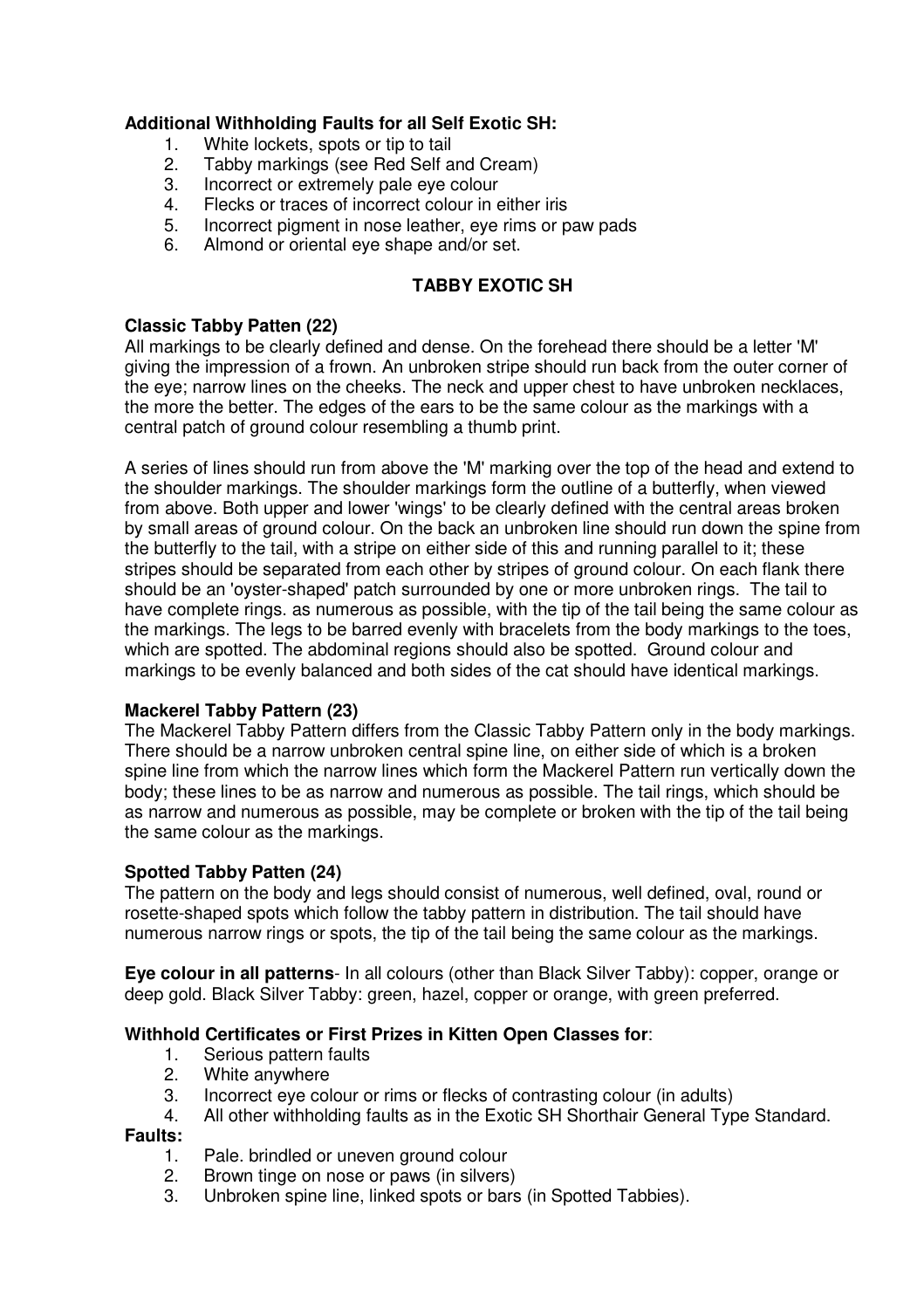**Additional Withholding Faults for all Self Exotic SH:**

1. White lockets, spots or tip to tail
2. Tabby markings (see Red Self and Cream)
3. Incorrect or extremely pale eye colour
4. Flecks or traces of incorrect colour in either iris
5. Incorrect pigment in nose leather, eye rims or paw pads
6. Almond or oriental eye shape and/or set.

## TABBY EXOTIC SH

**Classic Tabby Patten (22)**

All markings to be clearly defined and dense. On the forehead there should be a letter 'M' giving the impression of a frown. An unbroken stripe should run back from the outer corner of the eye; narrow lines on the cheeks. The neck and upper chest to have unbroken necklaces, the more the better. The edges of the ears to be the same colour as the markings with a central patch of ground colour resembling a thumb print.

A series of lines should run from above the 'M' marking over the top of the head and extend to the shoulder markings. The shoulder markings form the outline of a butterfly, when viewed from above. Both upper and lower 'wings' to be clearly defined with the central areas broken by small areas of ground colour. On the back an unbroken line should run down the spine from the butterfly to the tail, with a stripe on either side of this and running parallel to it; these stripes should be separated from each other by stripes of ground colour. On each flank there should be an 'oyster-shaped' patch surrounded by one or more unbroken rings. The tail to have complete rings. as numerous as possible, with the tip of the tail being the same colour as the markings. The legs to be barred evenly with bracelets from the body markings to the toes, which are spotted. The abdominal regions should also be spotted. Ground colour and markings to be evenly balanced and both sides of the cat should have identical markings.

**Mackerel Tabby Pattern (23)**

The Mackerel Tabby Pattern differs from the Classic Tabby Pattern only in the body markings. There should be a narrow unbroken central spine line, on either side of which is a broken spine line from which the narrow lines which form the Mackerel Pattern run vertically down the body; these lines to be as narrow and numerous as possible. The tail rings, which should be as narrow and numerous as possible, may be complete or broken with the tip of the tail being the same colour as the markings.

**Spotted Tabby Patten (24)**

The pattern on the body and legs should consist of numerous, well defined, oval, round or rosette-shaped spots which follow the tabby pattern in distribution. The tail should have numerous narrow rings or spots, the tip of the tail being the same colour as the markings.

**Eye colour in all patterns**- In all colours (other than Black Silver Tabby): copper, orange or deep gold. Black Silver Tabby: green, hazel, copper or orange, with green preferred.

**Withhold Certificates or First Prizes in Kitten Open Classes for**:

1. Serious pattern faults
2. White anywhere
3. Incorrect eye colour or rims or flecks of contrasting colour (in adults)
4. All other withholding faults as in the Exotic SH Shorthair General Type Standard.

**Faults:**

1. Pale. brindled or uneven ground colour
2. Brown tinge on nose or paws (in silvers)
3. Unbroken spine line, linked spots or bars (in Spotted Tabbies).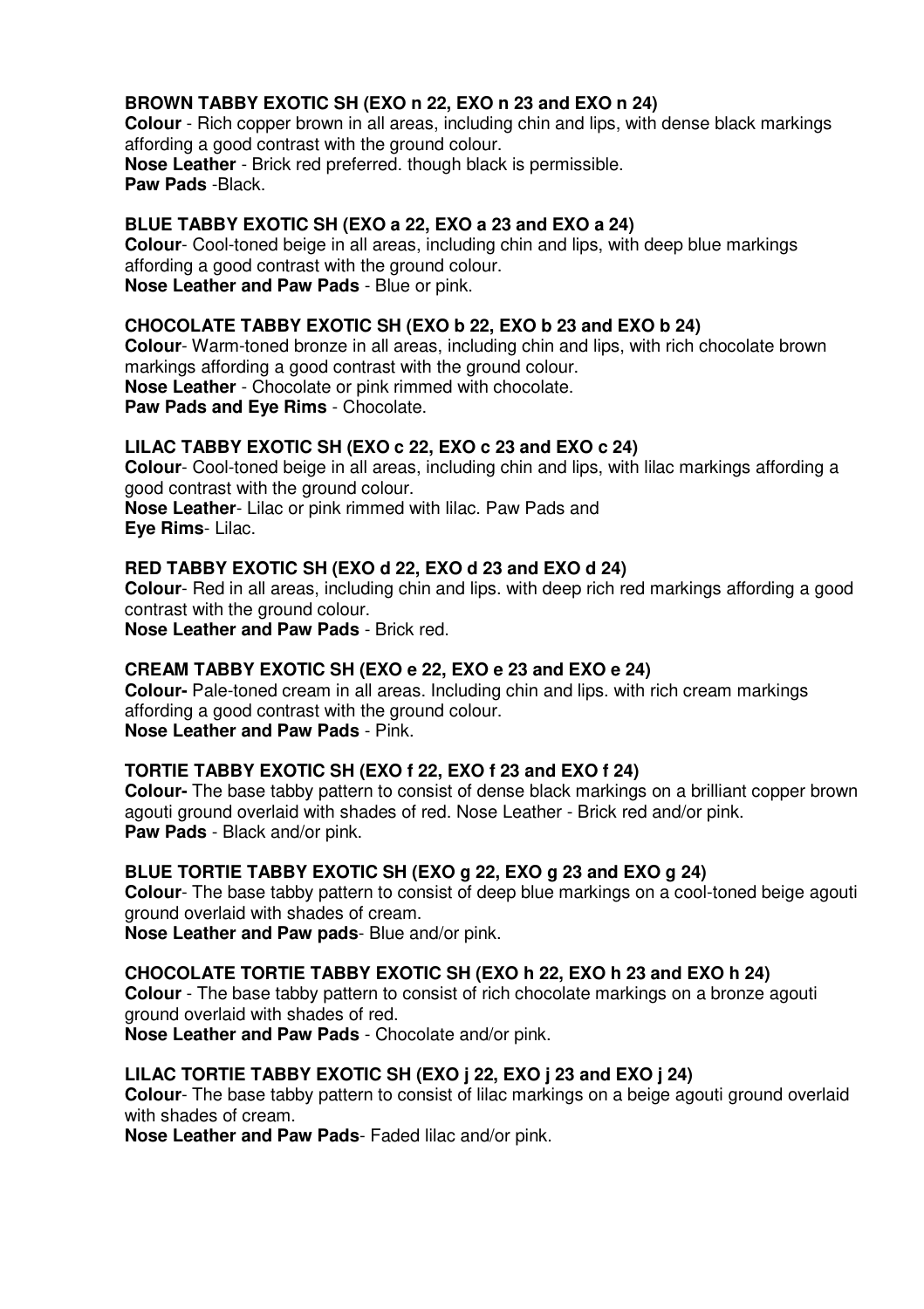### BROWN TABBY EXOTIC SH (EXO n 22, EXO n 23 and EXO n 24)

**Colour** - Rich copper brown in all areas, including chin and lips, with dense black markings affording a good contrast with the ground colour.
**Nose Leather** - Brick red preferred. though black is permissible.
**Paw Pads** -Black.

### BLUE TABBY EXOTIC SH (EXO a 22, EXO a 23 and EXO a 24)

**Colour**- Cool-toned beige in all areas, including chin and lips, with deep blue markings affording a good contrast with the ground colour.
**Nose Leather and Paw Pads** - Blue or pink.

### CHOCOLATE TABBY EXOTIC SH (EXO b 22, EXO b 23 and EXO b 24)

**Colour**- Warm-toned bronze in all areas, including chin and lips, with rich chocolate brown markings affording a good contrast with the ground colour.
**Nose Leather** - Chocolate or pink rimmed with chocolate.
**Paw Pads and Eye Rims** - Chocolate.

### LILAC TABBY EXOTIC SH (EXO c 22, EXO c 23 and EXO c 24)

**Colour**- Cool-toned beige in all areas, including chin and lips, with lilac markings affording a good contrast with the ground colour.
**Nose Leather**- Lilac or pink rimmed with lilac. Paw Pads and
**Eye Rims**- Lilac.

### RED TABBY EXOTIC SH (EXO d 22, EXO d 23 and EXO d 24)

**Colour**- Red in all areas, including chin and lips. with deep rich red markings affording a good contrast with the ground colour.
**Nose Leather and Paw Pads** - Brick red.

### CREAM TABBY EXOTIC SH (EXO e 22, EXO e 23 and EXO e 24)

**Colour-** Pale-toned cream in all areas. Including chin and lips. with rich cream markings affording a good contrast with the ground colour.
**Nose Leather and Paw Pads** - Pink.

### TORTIE TABBY EXOTIC SH (EXO f 22, EXO f 23 and EXO f 24)

**Colour-** The base tabby pattern to consist of dense black markings on a brilliant copper brown agouti ground overlaid with shades of red. Nose Leather - Brick red and/or pink.
**Paw Pads** - Black and/or pink.

### BLUE TORTIE TABBY EXOTIC SH (EXO g 22, EXO g 23 and EXO g 24)

**Colour**- The base tabby pattern to consist of deep blue markings on a cool-toned beige agouti ground overlaid with shades of cream.
**Nose Leather and Paw pads**- Blue and/or pink.

### CHOCOLATE TORTIE TABBY EXOTIC SH (EXO h 22, EXO h 23 and EXO h 24)

**Colour** - The base tabby pattern to consist of rich chocolate markings on a bronze agouti ground overlaid with shades of red.
**Nose Leather and Paw Pads** - Chocolate and/or pink.

### LILAC TORTIE TABBY EXOTIC SH (EXO j 22, EXO j 23 and EXO j 24)

**Colour**- The base tabby pattern to consist of lilac markings on a beige agouti ground overlaid with shades of cream.
**Nose Leather and Paw Pads**- Faded lilac and/or pink.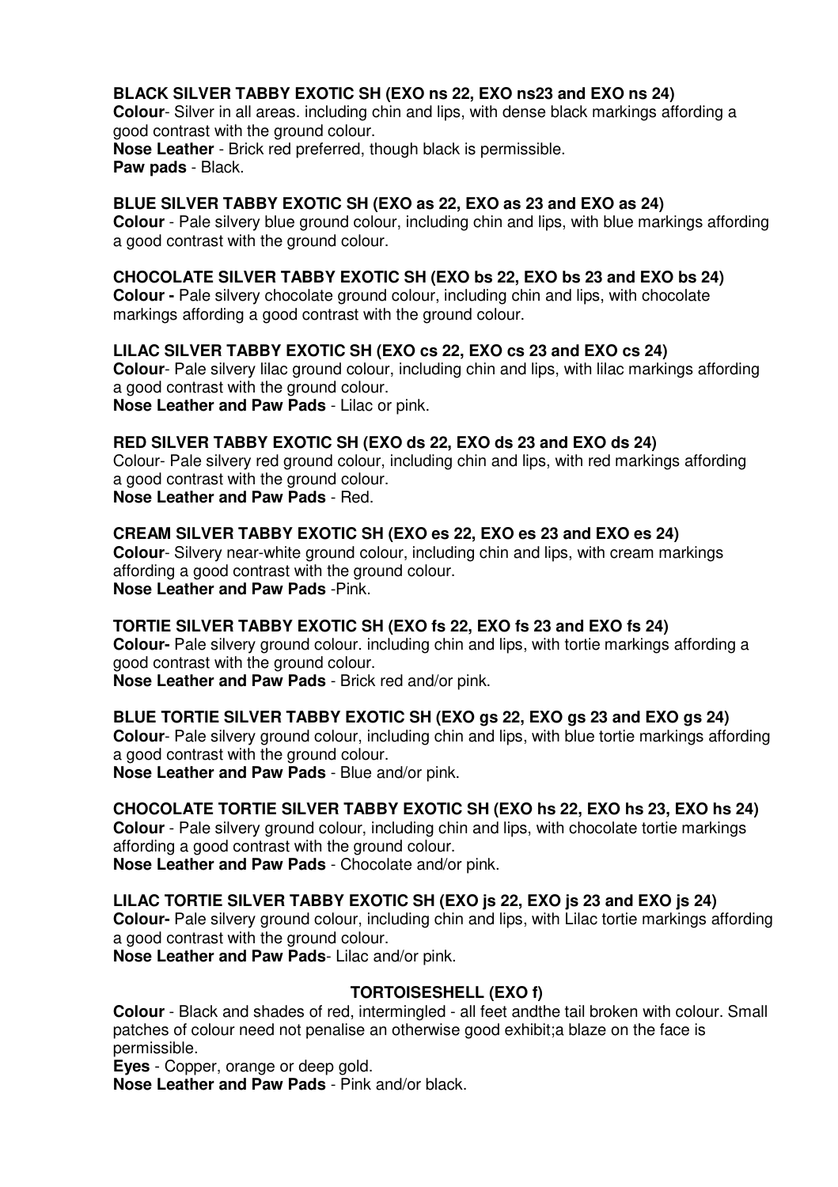**BLACK SILVER TABBY EXOTIC SH (EXO ns 22, EXO ns23 and EXO ns 24)**
**Colour**- Silver in all areas. including chin and lips, with dense black markings affording a good contrast with the ground colour.
**Nose Leather** - Brick red preferred, though black is permissible.
**Paw pads** - Black.

**BLUE SILVER TABBY EXOTIC SH (EXO as 22, EXO as 23 and EXO as 24)**
**Colour** - Pale silvery blue ground colour, including chin and lips, with blue markings affording a good contrast with the ground colour.

**CHOCOLATE SILVER TABBY EXOTIC SH (EXO bs 22, EXO bs 23 and EXO bs 24)**
**Colour -** Pale silvery chocolate ground colour, including chin and lips, with chocolate markings affording a good contrast with the ground colour.

**LILAC SILVER TABBY EXOTIC SH (EXO cs 22, EXO cs 23 and EXO cs 24)**
**Colour**- Pale silvery lilac ground colour, including chin and lips, with lilac markings affording a good contrast with the ground colour.
**Nose Leather and Paw Pads** - Lilac or pink.

**RED SILVER TABBY EXOTIC SH (EXO ds 22, EXO ds 23 and EXO ds 24)**
Colour- Pale silvery red ground colour, including chin and lips, with red markings affording a good contrast with the ground colour.
**Nose Leather and Paw Pads** - Red.

**CREAM SILVER TABBY EXOTIC SH (EXO es 22, EXO es 23 and EXO es 24)**
**Colour**- Silvery near-white ground colour, including chin and lips, with cream markings affording a good contrast with the ground colour.
**Nose Leather and Paw Pads** -Pink.

**TORTIE SILVER TABBY EXOTIC SH (EXO fs 22, EXO fs 23 and EXO fs 24)**
**Colour-** Pale silvery ground colour. including chin and lips, with tortie markings affording a good contrast with the ground colour.
**Nose Leather and Paw Pads** - Brick red and/or pink.

**BLUE TORTIE SILVER TABBY EXOTIC SH (EXO gs 22, EXO gs 23 and EXO gs 24)**
**Colour**- Pale silvery ground colour, including chin and lips, with blue tortie markings affording a good contrast with the ground colour.
**Nose Leather and Paw Pads** - Blue and/or pink.

**CHOCOLATE TORTIE SILVER TABBY EXOTIC SH (EXO hs 22, EXO hs 23, EXO hs 24)**
**Colour** - Pale silvery ground colour, including chin and lips, with chocolate tortie markings affording a good contrast with the ground colour.
**Nose Leather and Paw Pads** - Chocolate and/or pink.

**LILAC TORTIE SILVER TABBY EXOTIC SH (EXO js 22, EXO js 23 and EXO js 24)**
**Colour-** Pale silvery ground colour, including chin and lips, with Lilac tortie markings affording a good contrast with the ground colour.
**Nose Leather and Paw Pads**- Lilac and/or pink.

**TORTOISESHELL (EXO f)**

**Colour** - Black and shades of red, intermingled - all feet andthe tail broken with colour. Small patches of colour need not penalise an otherwise good exhibit;a blaze on the face is permissible.
**Eyes** - Copper, orange or deep gold.
**Nose Leather and Paw Pads** - Pink and/or black.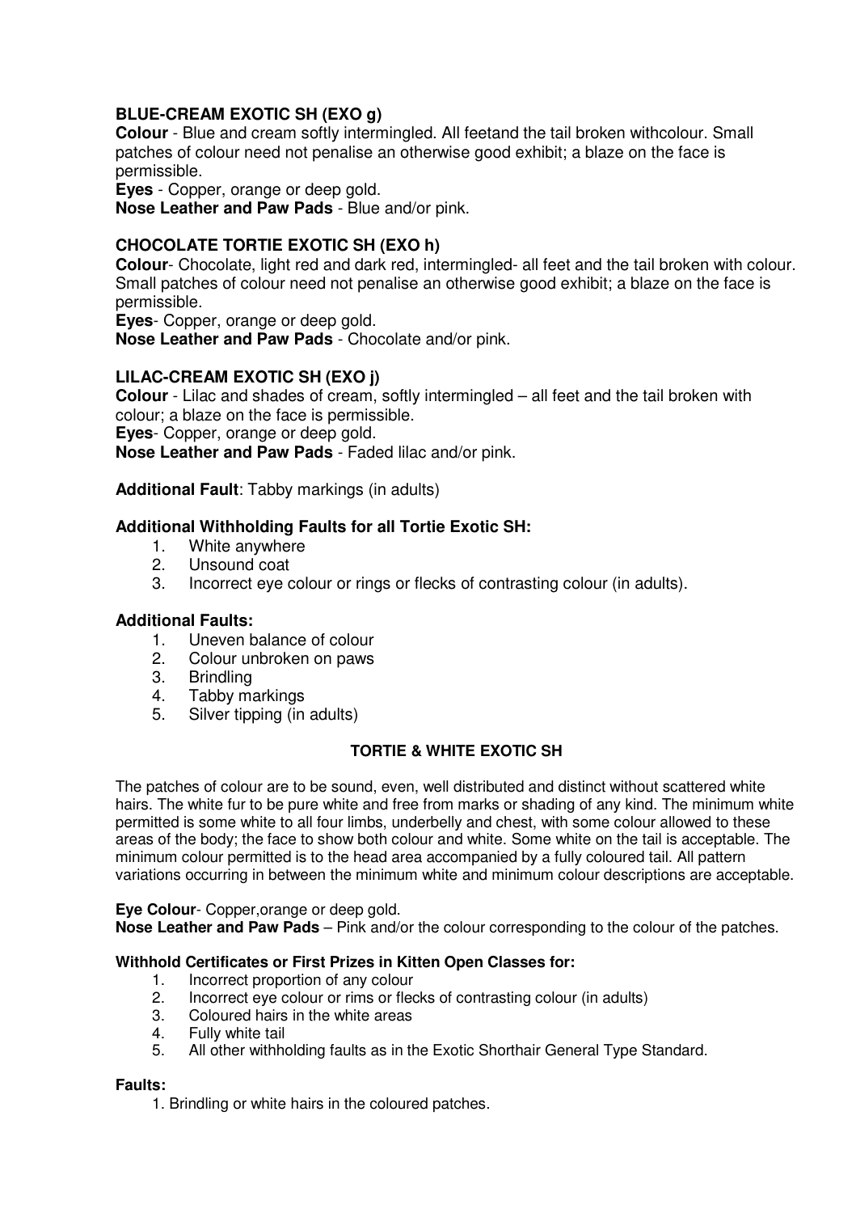### BLUE-CREAM EXOTIC SH (EXO g)

**Colour** - Blue and cream softly intermingled. All feetand the tail broken withcolour. Small patches of colour need not penalise an otherwise good exhibit; a blaze on the face is permissible.

**Eyes** - Copper, orange or deep gold.

**Nose Leather and Paw Pads** - Blue and/or pink.

### CHOCOLATE TORTIE EXOTIC SH (EXO h)

**Colour**- Chocolate, light red and dark red, intermingled- all feet and the tail broken with colour. Small patches of colour need not penalise an otherwise good exhibit; a blaze on the face is permissible.

**Eyes**- Copper, orange or deep gold.

**Nose Leather and Paw Pads** - Chocolate and/or pink.

### LILAC-CREAM EXOTIC SH (EXO j)

**Colour** - Lilac and shades of cream, softly intermingled – all feet and the tail broken with colour; a blaze on the face is permissible.

**Eyes**- Copper, orange or deep gold.

**Nose Leather and Paw Pads** - Faded lilac and/or pink.

**Additional Fault**: Tabby markings (in adults)

**Additional Withholding Faults for all Tortie Exotic SH:**

1. White anywhere
2. Unsound coat
3. Incorrect eye colour or rings or flecks of contrasting colour (in adults).

**Additional Faults:**

1. Uneven balance of colour
2. Colour unbroken on paws
3. Brindling
4. Tabby markings
5. Silver tipping (in adults)

### TORTIE & WHITE EXOTIC SH

The patches of colour are to be sound, even, well distributed and distinct without scattered white hairs. The white fur to be pure white and free from marks or shading of any kind. The minimum white permitted is some white to all four limbs, underbelly and chest, with some colour allowed to these areas of the body; the face to show both colour and white. Some white on the tail is acceptable. The minimum colour permitted is to the head area accompanied by a fully coloured tail. All pattern variations occurring in between the minimum white and minimum colour descriptions are acceptable.

**Eye Colour**- Copper,orange or deep gold.

**Nose Leather and Paw Pads** – Pink and/or the colour corresponding to the colour of the patches.

**Withhold Certificates or First Prizes in Kitten Open Classes for:**

1. Incorrect proportion of any colour
2. Incorrect eye colour or rims or flecks of contrasting colour (in adults)
3. Coloured hairs in the white areas
4. Fully white tail
5. All other withholding faults as in the Exotic Shorthair General Type Standard.

**Faults:**

1. Brindling or white hairs in the coloured patches.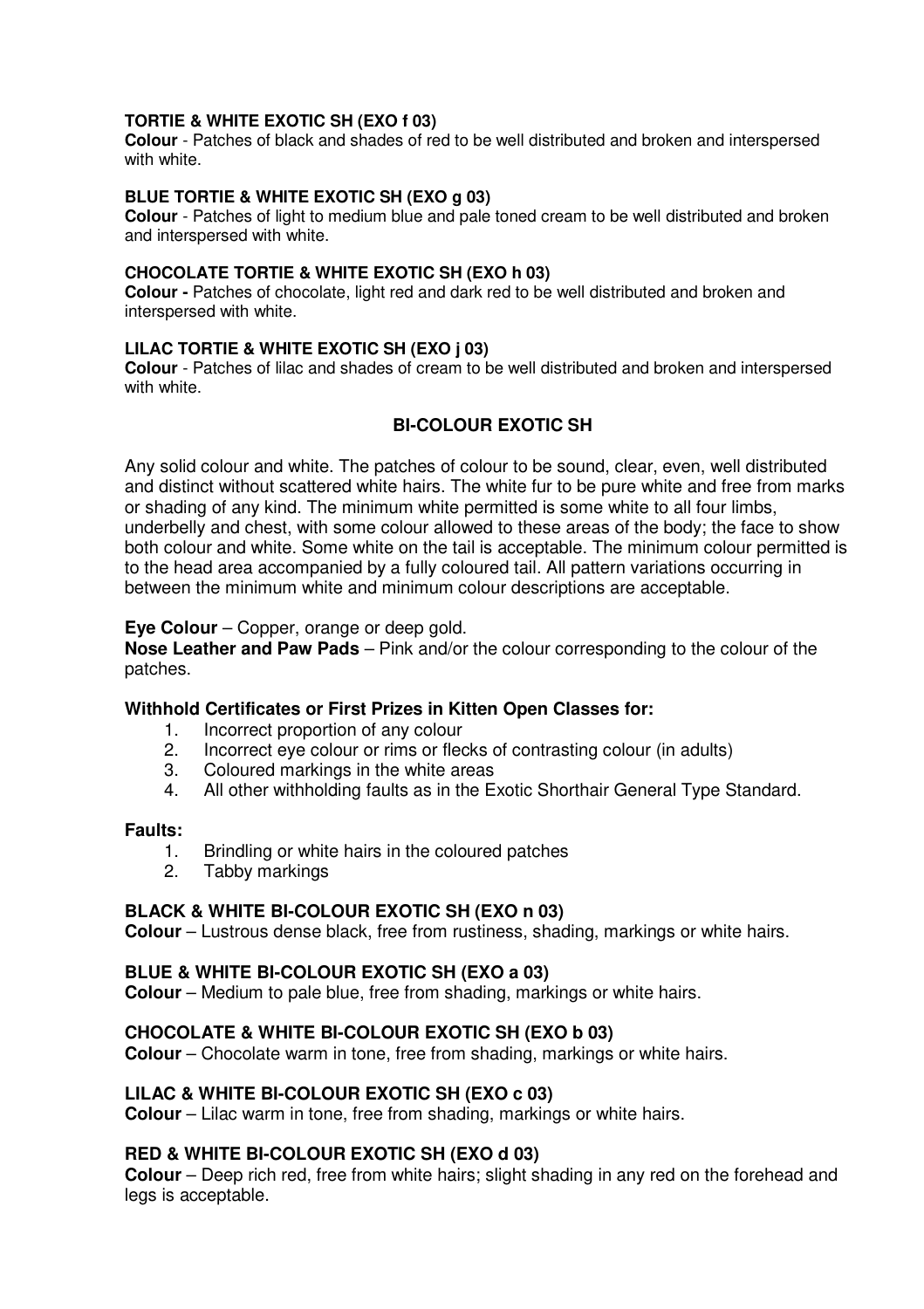**TORTIE & WHITE EXOTIC SH (EXO f 03)**
**Colour** - Patches of black and shades of red to be well distributed and broken and interspersed with white.

**BLUE TORTIE & WHITE EXOTIC SH (EXO g 03)**
**Colour** - Patches of light to medium blue and pale toned cream to be well distributed and broken and interspersed with white.

**CHOCOLATE TORTIE & WHITE EXOTIC SH (EXO h 03)**
**Colour -** Patches of chocolate, light red and dark red to be well distributed and broken and interspersed with white.

**LILAC TORTIE & WHITE EXOTIC SH (EXO j 03)**
**Colour** - Patches of lilac and shades of cream to be well distributed and broken and interspersed with white.

## BI-COLOUR EXOTIC SH

Any solid colour and white. The patches of colour to be sound, clear, even, well distributed and distinct without scattered white hairs. The white fur to be pure white and free from marks or shading of any kind. The minimum white permitted is some white to all four limbs, underbelly and chest, with some colour allowed to these areas of the body; the face to show both colour and white. Some white on the tail is acceptable. The minimum colour permitted is to the head area accompanied by a fully coloured tail. All pattern variations occurring in between the minimum white and minimum colour descriptions are acceptable.

**Eye Colour** – Copper, orange or deep gold.
**Nose Leather and Paw Pads** – Pink and/or the colour corresponding to the colour of the patches.

**Withhold Certificates or First Prizes in Kitten Open Classes for:**

1. Incorrect proportion of any colour
2. Incorrect eye colour or rims or flecks of contrasting colour (in adults)
3. Coloured markings in the white areas
4. All other withholding faults as in the Exotic Shorthair General Type Standard.

**Faults:**

1. Brindling or white hairs in the coloured patches
2. Tabby markings

**BLACK & WHITE BI-COLOUR EXOTIC SH (EXO n 03)**
**Colour** – Lustrous dense black, free from rustiness, shading, markings or white hairs.

**BLUE & WHITE BI-COLOUR EXOTIC SH (EXO a 03)**
**Colour** – Medium to pale blue, free from shading, markings or white hairs.

**CHOCOLATE & WHITE BI-COLOUR EXOTIC SH (EXO b 03)**
**Colour** – Chocolate warm in tone, free from shading, markings or white hairs.

**LILAC & WHITE BI-COLOUR EXOTIC SH (EXO c 03)**
**Colour** – Lilac warm in tone, free from shading, markings or white hairs.

**RED & WHITE BI-COLOUR EXOTIC SH (EXO d 03)**
**Colour** – Deep rich red, free from white hairs; slight shading in any red on the forehead and legs is acceptable.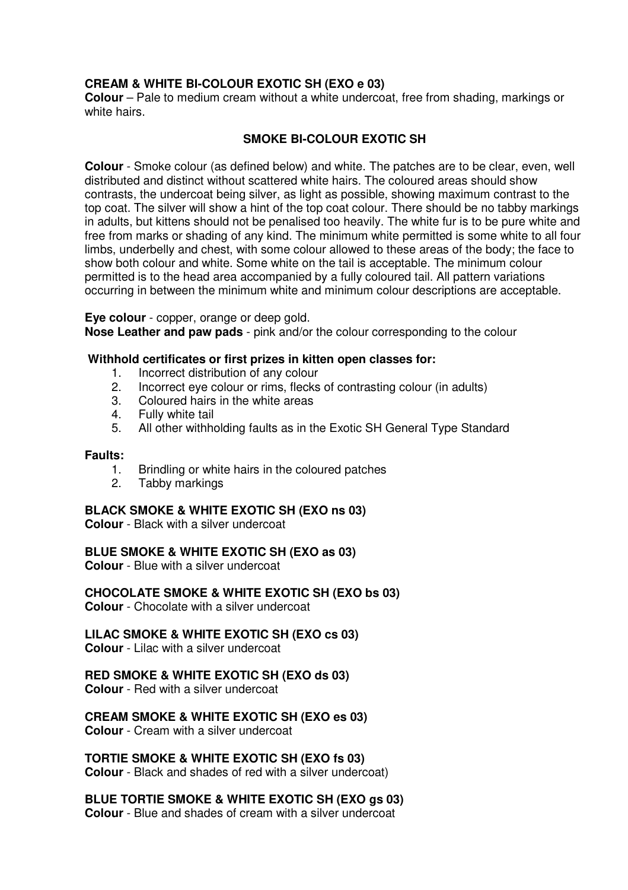**CREAM & WHITE BI-COLOUR EXOTIC SH (EXO e 03)**
**Colour** – Pale to medium cream without a white undercoat, free from shading, markings or white hairs.

## SMOKE BI-COLOUR EXOTIC SH

**Colour** - Smoke colour (as defined below) and white. The patches are to be clear, even, well distributed and distinct without scattered white hairs. The coloured areas should show contrasts, the undercoat being silver, as light as possible, showing maximum contrast to the top coat. The silver will show a hint of the top coat colour. There should be no tabby markings in adults, but kittens should not be penalised too heavily. The white fur is to be pure white and free from marks or shading of any kind. The minimum white permitted is some white to all four limbs, underbelly and chest, with some colour allowed to these areas of the body; the face to show both colour and white. Some white on the tail is acceptable. The minimum colour permitted is to the head area accompanied by a fully coloured tail. All pattern variations occurring in between the minimum white and minimum colour descriptions are acceptable.

**Eye colour** - copper, orange or deep gold.
**Nose Leather and paw pads** - pink and/or the colour corresponding to the colour

**Withhold certificates or first prizes in kitten open classes for:**

1. Incorrect distribution of any colour
2. Incorrect eye colour or rims, flecks of contrasting colour (in adults)
3. Coloured hairs in the white areas
4. Fully white tail
5. All other withholding faults as in the Exotic SH General Type Standard

**Faults:**

1. Brindling or white hairs in the coloured patches
2. Tabby markings

**BLACK SMOKE & WHITE EXOTIC SH (EXO ns 03)**
**Colour** - Black with a silver undercoat

**BLUE SMOKE & WHITE EXOTIC SH (EXO as 03)**
**Colour** - Blue with a silver undercoat

**CHOCOLATE SMOKE & WHITE EXOTIC SH (EXO bs 03)**
**Colour** - Chocolate with a silver undercoat

**LILAC SMOKE & WHITE EXOTIC SH (EXO cs 03)**
**Colour** - Lilac with a silver undercoat

**RED SMOKE & WHITE EXOTIC SH (EXO ds 03)**
**Colour** - Red with a silver undercoat

**CREAM SMOKE & WHITE EXOTIC SH (EXO es 03)**
**Colour** - Cream with a silver undercoat

**TORTIE SMOKE & WHITE EXOTIC SH (EXO fs 03)**
**Colour** - Black and shades of red with a silver undercoat)

**BLUE TORTIE SMOKE & WHITE EXOTIC SH (EXO gs 03)**
**Colour** - Blue and shades of cream with a silver undercoat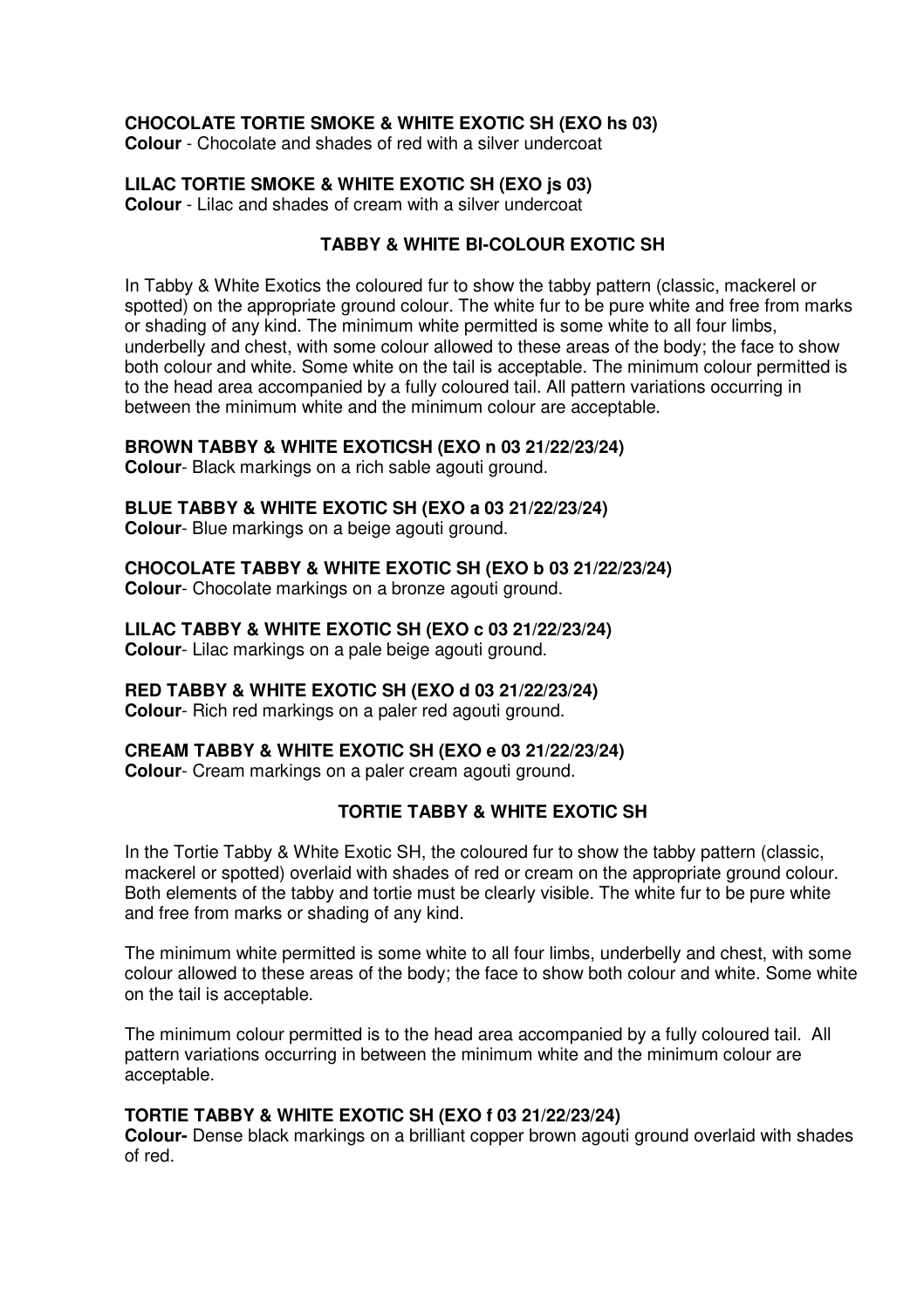**CHOCOLATE TORTIE SMOKE & WHITE EXOTIC SH (EXO hs 03)**
**Colour** - Chocolate and shades of red with a silver undercoat

**LILAC TORTIE SMOKE & WHITE EXOTIC SH (EXO js 03)**
**Colour** - Lilac and shades of cream with a silver undercoat

## TABBY & WHITE BI-COLOUR EXOTIC SH

In Tabby & White Exotics the coloured fur to show the tabby pattern (classic, mackerel or spotted) on the appropriate ground colour. The white fur to be pure white and free from marks or shading of any kind. The minimum white permitted is some white to all four limbs, underbelly and chest, with some colour allowed to these areas of the body; the face to show both colour and white. Some white on the tail is acceptable. The minimum colour permitted is to the head area accompanied by a fully coloured tail. All pattern variations occurring in between the minimum white and the minimum colour are acceptable.

**BROWN TABBY & WHITE EXOTICSH (EXO n 03 21/22/23/24)**
**Colour**- Black markings on a rich sable agouti ground.

**BLUE TABBY & WHITE EXOTIC SH (EXO a 03 21/22/23/24)**
**Colour**- Blue markings on a beige agouti ground.

**CHOCOLATE TABBY & WHITE EXOTIC SH (EXO b 03 21/22/23/24)**
**Colour**- Chocolate markings on a bronze agouti ground.

**LILAC TABBY & WHITE EXOTIC SH (EXO c 03 21/22/23/24)**
**Colour**- Lilac markings on a pale beige agouti ground.

**RED TABBY & WHITE EXOTIC SH (EXO d 03 21/22/23/24)**
**Colour**- Rich red markings on a paler red agouti ground.

**CREAM TABBY & WHITE EXOTIC SH (EXO e 03 21/22/23/24)**
**Colour**- Cream markings on a paler cream agouti ground.

## TORTIE TABBY & WHITE EXOTIC SH

In the Tortie Tabby & White Exotic SH, the coloured fur to show the tabby pattern (classic, mackerel or spotted) overlaid with shades of red or cream on the appropriate ground colour. Both elements of the tabby and tortie must be clearly visible. The white fur to be pure white and free from marks or shading of any kind.

The minimum white permitted is some white to all four limbs, underbelly and chest, with some colour allowed to these areas of the body; the face to show both colour and white. Some white on the tail is acceptable.

The minimum colour permitted is to the head area accompanied by a fully coloured tail. All pattern variations occurring in between the minimum white and the minimum colour are acceptable.

**TORTIE TABBY & WHITE EXOTIC SH (EXO f 03 21/22/23/24)**
**Colour-** Dense black markings on a brilliant copper brown agouti ground overlaid with shades of red.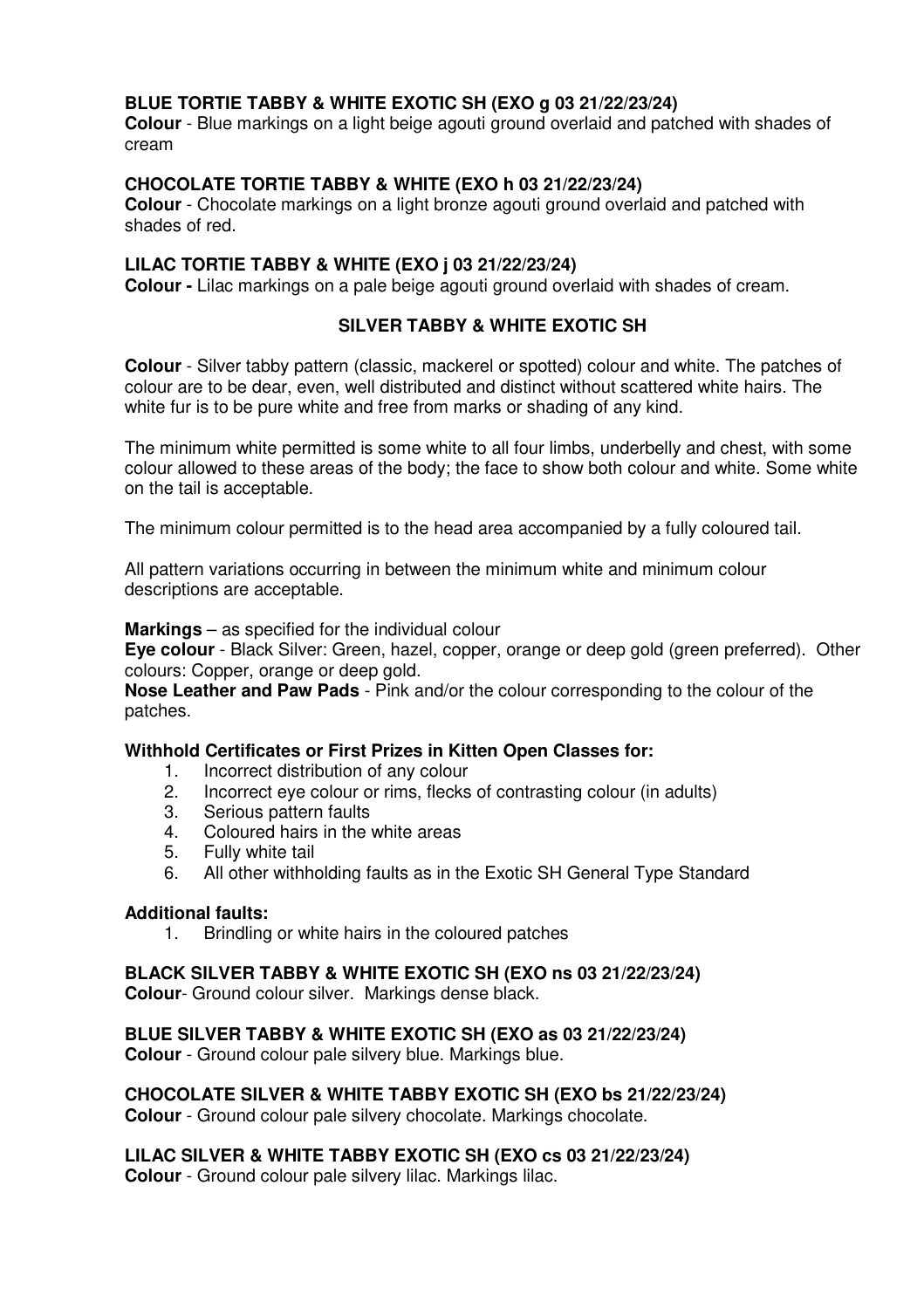**BLUE TORTIE TABBY & WHITE EXOTIC SH (EXO g 03 21/22/23/24)**
**Colour** - Blue markings on a light beige agouti ground overlaid and patched with shades of cream

**CHOCOLATE TORTIE TABBY & WHITE (EXO h 03 21/22/23/24)**
**Colour** - Chocolate markings on a light bronze agouti ground overlaid and patched with shades of red.

**LILAC TORTIE TABBY & WHITE (EXO j 03 21/22/23/24)**
**Colour -** Lilac markings on a pale beige agouti ground overlaid with shades of cream.

## SILVER TABBY & WHITE EXOTIC SH

**Colour** - Silver tabby pattern (classic, mackerel or spotted) colour and white. The patches of colour are to be dear, even, well distributed and distinct without scattered white hairs. The white fur is to be pure white and free from marks or shading of any kind.

The minimum white permitted is some white to all four limbs, underbelly and chest, with some colour allowed to these areas of the body; the face to show both colour and white. Some white on the tail is acceptable.

The minimum colour permitted is to the head area accompanied by a fully coloured tail.

All pattern variations occurring in between the minimum white and minimum colour descriptions are acceptable.

**Markings** – as specified for the individual colour
**Eye colour** - Black Silver: Green, hazel, copper, orange or deep gold (green preferred). Other colours: Copper, orange or deep gold.
**Nose Leather and Paw Pads** - Pink and/or the colour corresponding to the colour of the patches.

**Withhold Certificates or First Prizes in Kitten Open Classes for:**

1. Incorrect distribution of any colour
2. Incorrect eye colour or rims, flecks of contrasting colour (in adults)
3. Serious pattern faults
4. Coloured hairs in the white areas
5. Fully white tail
6. All other withholding faults as in the Exotic SH General Type Standard

**Additional faults:**

1. Brindling or white hairs in the coloured patches

**BLACK SILVER TABBY & WHITE EXOTIC SH (EXO ns 03 21/22/23/24)**
**Colour**- Ground colour silver. Markings dense black.

**BLUE SILVER TABBY & WHITE EXOTIC SH (EXO as 03 21/22/23/24)**
**Colour** - Ground colour pale silvery blue. Markings blue.

**CHOCOLATE SILVER & WHITE TABBY EXOTIC SH (EXO bs 21/22/23/24)**
**Colour** - Ground colour pale silvery chocolate. Markings chocolate.

**LILAC SILVER & WHITE TABBY EXOTIC SH (EXO cs 03 21/22/23/24)**
**Colour** - Ground colour pale silvery lilac. Markings lilac.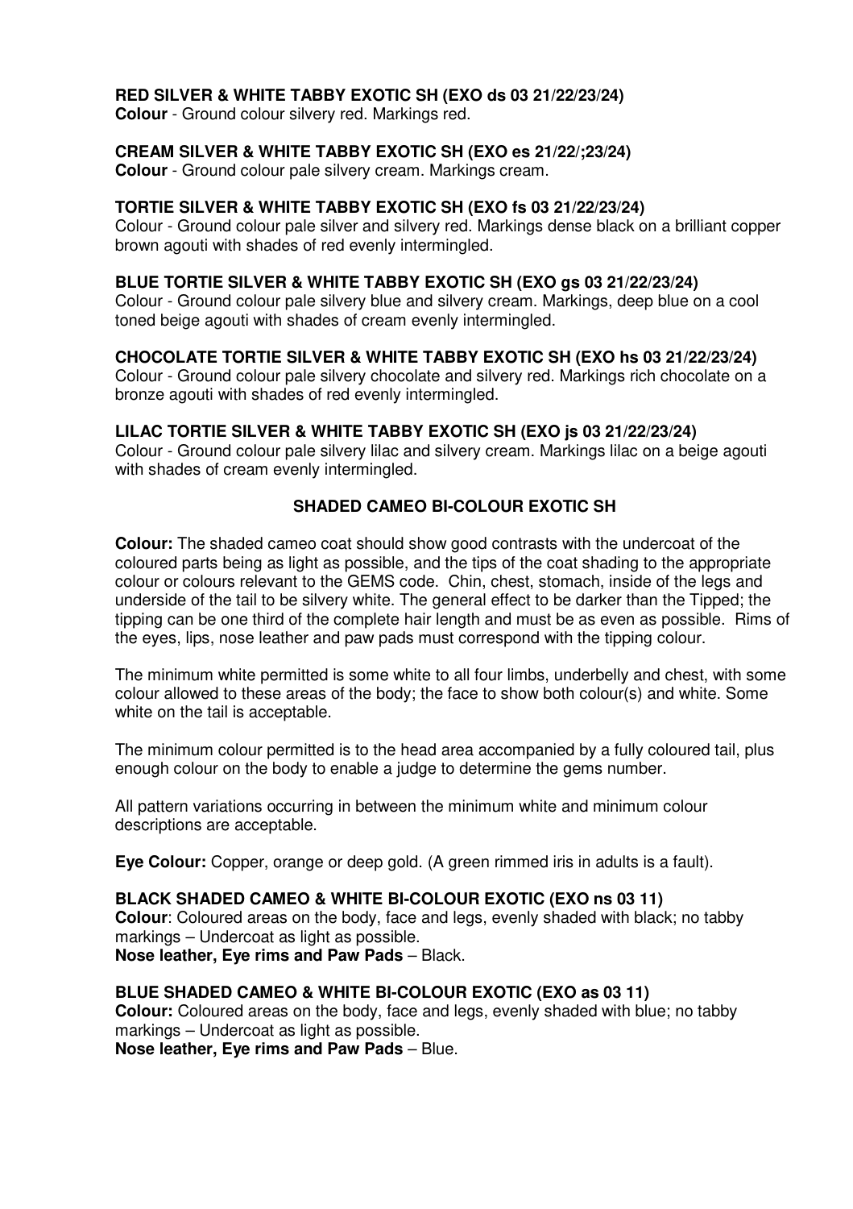**RED SILVER & WHITE TABBY EXOTIC SH (EXO ds 03 21/22/23/24)**
**Colour** - Ground colour silvery red. Markings red.

**CREAM SILVER & WHITE TABBY EXOTIC SH (EXO es 21/22/;23/24)**
**Colour** - Ground colour pale silvery cream. Markings cream.

**TORTIE SILVER & WHITE TABBY EXOTIC SH (EXO fs 03 21/22/23/24)**
Colour - Ground colour pale silver and silvery red. Markings dense black on a brilliant copper brown agouti with shades of red evenly intermingled.

**BLUE TORTIE SILVER & WHITE TABBY EXOTIC SH (EXO gs 03 21/22/23/24)**
Colour - Ground colour pale silvery blue and silvery cream. Markings, deep blue on a cool toned beige agouti with shades of cream evenly intermingled.

**CHOCOLATE TORTIE SILVER & WHITE TABBY EXOTIC SH (EXO hs 03 21/22/23/24)**
Colour - Ground colour pale silvery chocolate and silvery red. Markings rich chocolate on a bronze agouti with shades of red evenly intermingled.

**LILAC TORTIE SILVER & WHITE TABBY EXOTIC SH (EXO js 03 21/22/23/24)**
Colour - Ground colour pale silvery lilac and silvery cream. Markings lilac on a beige agouti with shades of cream evenly intermingled.

## SHADED CAMEO BI-COLOUR EXOTIC SH

**Colour:** The shaded cameo coat should show good contrasts with the undercoat of the coloured parts being as light as possible, and the tips of the coat shading to the appropriate colour or colours relevant to the GEMS code. Chin, chest, stomach, inside of the legs and underside of the tail to be silvery white. The general effect to be darker than the Tipped; the tipping can be one third of the complete hair length and must be as even as possible. Rims of the eyes, lips, nose leather and paw pads must correspond with the tipping colour.

The minimum white permitted is some white to all four limbs, underbelly and chest, with some colour allowed to these areas of the body; the face to show both colour(s) and white. Some white on the tail is acceptable.

The minimum colour permitted is to the head area accompanied by a fully coloured tail, plus enough colour on the body to enable a judge to determine the gems number.

All pattern variations occurring in between the minimum white and minimum colour descriptions are acceptable.

**Eye Colour:** Copper, orange or deep gold. (A green rimmed iris in adults is a fault).

**BLACK SHADED CAMEO & WHITE BI-COLOUR EXOTIC (EXO ns 03 11)**
**Colour**: Coloured areas on the body, face and legs, evenly shaded with black; no tabby markings – Undercoat as light as possible.
**Nose leather, Eye rims and Paw Pads** – Black.

**BLUE SHADED CAMEO & WHITE BI-COLOUR EXOTIC (EXO as 03 11)**
**Colour:** Coloured areas on the body, face and legs, evenly shaded with blue; no tabby markings – Undercoat as light as possible.
**Nose leather, Eye rims and Paw Pads** – Blue.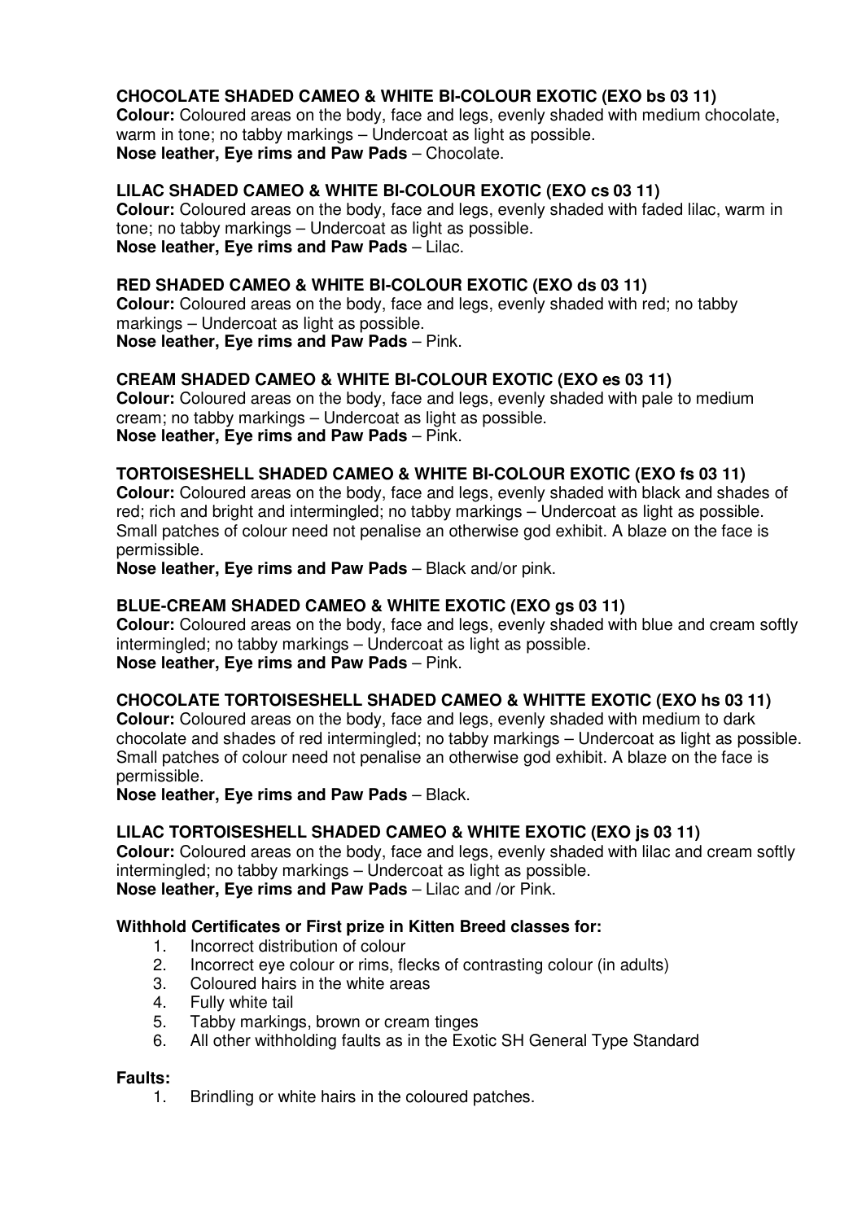**CHOCOLATE SHADED CAMEO & WHITE BI-COLOUR EXOTIC (EXO bs 03 11)**
**Colour:** Coloured areas on the body, face and legs, evenly shaded with medium chocolate, warm in tone; no tabby markings – Undercoat as light as possible.
**Nose leather, Eye rims and Paw Pads** – Chocolate.

**LILAC SHADED CAMEO & WHITE BI-COLOUR EXOTIC (EXO cs 03 11)**
**Colour:** Coloured areas on the body, face and legs, evenly shaded with faded lilac, warm in tone; no tabby markings – Undercoat as light as possible.
**Nose leather, Eye rims and Paw Pads** – Lilac.

**RED SHADED CAMEO & WHITE BI-COLOUR EXOTIC (EXO ds 03 11)**
**Colour:** Coloured areas on the body, face and legs, evenly shaded with red; no tabby markings – Undercoat as light as possible.
**Nose leather, Eye rims and Paw Pads** – Pink.

**CREAM SHADED CAMEO & WHITE BI-COLOUR EXOTIC (EXO es 03 11)**
**Colour:** Coloured areas on the body, face and legs, evenly shaded with pale to medium cream; no tabby markings – Undercoat as light as possible.
**Nose leather, Eye rims and Paw Pads** – Pink.

**TORTOISESHELL SHADED CAMEO & WHITE BI-COLOUR EXOTIC (EXO fs 03 11)**
**Colour:** Coloured areas on the body, face and legs, evenly shaded with black and shades of red; rich and bright and intermingled; no tabby markings – Undercoat as light as possible. Small patches of colour need not penalise an otherwise god exhibit. A blaze on the face is permissible.
**Nose leather, Eye rims and Paw Pads** – Black and/or pink.

**BLUE-CREAM SHADED CAMEO & WHITE EXOTIC (EXO gs 03 11)**
**Colour:** Coloured areas on the body, face and legs, evenly shaded with blue and cream softly intermingled; no tabby markings – Undercoat as light as possible.
**Nose leather, Eye rims and Paw Pads** – Pink.

**CHOCOLATE TORTOISESHELL SHADED CAMEO & WHITTE EXOTIC (EXO hs 03 11)**
**Colour:** Coloured areas on the body, face and legs, evenly shaded with medium to dark chocolate and shades of red intermingled; no tabby markings – Undercoat as light as possible. Small patches of colour need not penalise an otherwise god exhibit. A blaze on the face is permissible.
**Nose leather, Eye rims and Paw Pads** – Black.

**LILAC TORTOISESHELL SHADED CAMEO & WHITE EXOTIC (EXO js 03 11)**
**Colour:** Coloured areas on the body, face and legs, evenly shaded with lilac and cream softly intermingled; no tabby markings – Undercoat as light as possible.
**Nose leather, Eye rims and Paw Pads** – Lilac and /or Pink.

**Withhold Certificates or First prize in Kitten Breed classes for:**

1. Incorrect distribution of colour
2. Incorrect eye colour or rims, flecks of contrasting colour (in adults)
3. Coloured hairs in the white areas
4. Fully white tail
5. Tabby markings, brown or cream tinges
6. All other withholding faults as in the Exotic SH General Type Standard

**Faults:**

1. Brindling or white hairs in the coloured patches.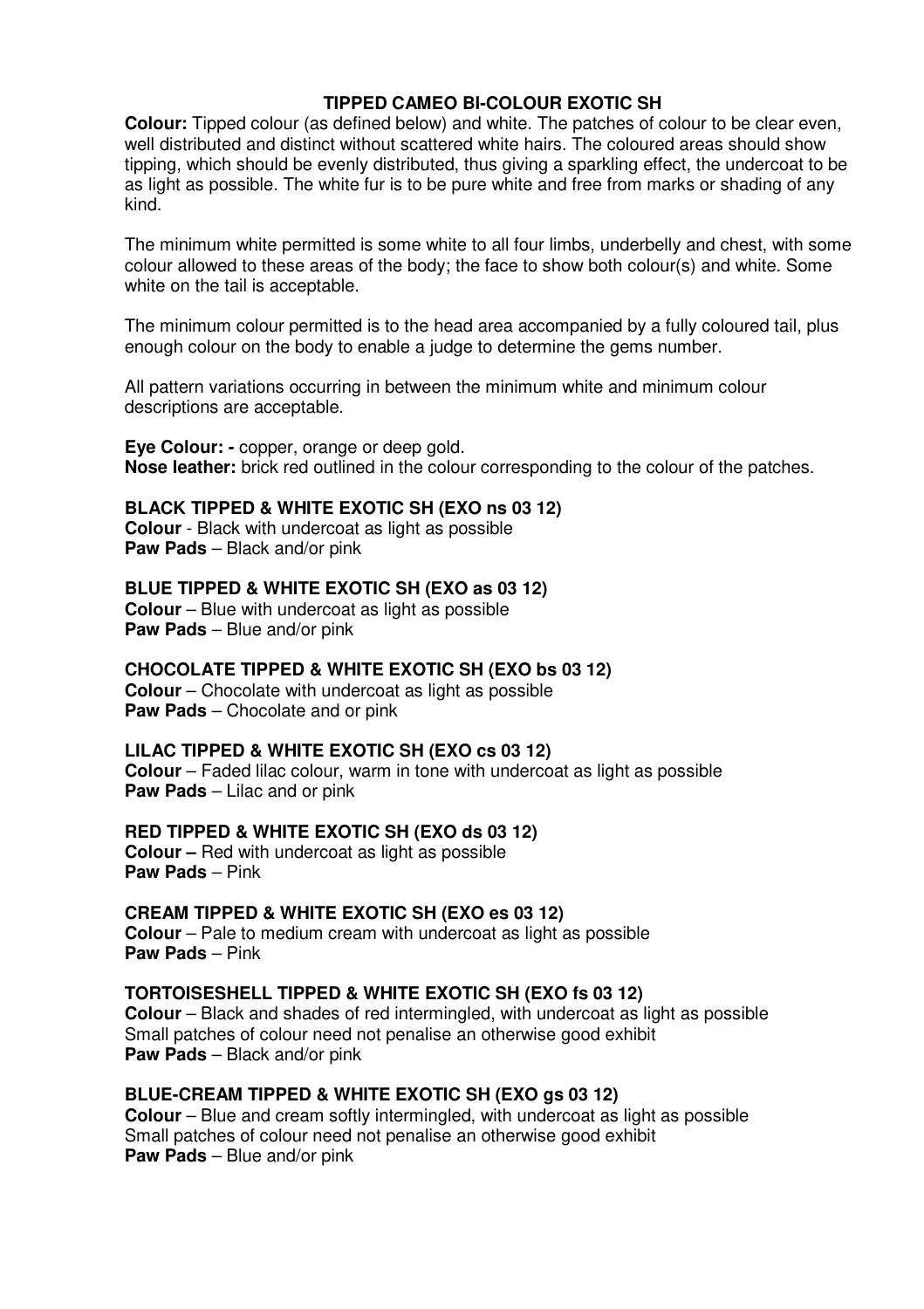## TIPPED CAMEO BI-COLOUR EXOTIC SH

**Colour:** Tipped colour (as defined below) and white. The patches of colour to be clear even, well distributed and distinct without scattered white hairs. The coloured areas should show tipping, which should be evenly distributed, thus giving a sparkling effect, the undercoat to be as light as possible. The white fur is to be pure white and free from marks or shading of any kind.

The minimum white permitted is some white to all four limbs, underbelly and chest, with some colour allowed to these areas of the body; the face to show both colour(s) and white. Some white on the tail is acceptable.

The minimum colour permitted is to the head area accompanied by a fully coloured tail, plus enough colour on the body to enable a judge to determine the gems number.

All pattern variations occurring in between the minimum white and minimum colour descriptions are acceptable.

**Eye Colour: -** copper, orange or deep gold.
**Nose leather:** brick red outlined in the colour corresponding to the colour of the patches.

**BLACK TIPPED & WHITE EXOTIC SH (EXO ns 03 12)**
**Colour** - Black with undercoat as light as possible
**Paw Pads** – Black and/or pink

**BLUE TIPPED & WHITE EXOTIC SH (EXO as 03 12)**
**Colour** – Blue with undercoat as light as possible
**Paw Pads** – Blue and/or pink

**CHOCOLATE TIPPED & WHITE EXOTIC SH (EXO bs 03 12)**
**Colour** – Chocolate with undercoat as light as possible
**Paw Pads** – Chocolate and or pink

**LILAC TIPPED & WHITE EXOTIC SH (EXO cs 03 12)**
**Colour** – Faded lilac colour, warm in tone with undercoat as light as possible
**Paw Pads** – Lilac and or pink

**RED TIPPED & WHITE EXOTIC SH (EXO ds 03 12)**
**Colour –** Red with undercoat as light as possible
**Paw Pads** – Pink

**CREAM TIPPED & WHITE EXOTIC SH (EXO es 03 12)**
**Colour** – Pale to medium cream with undercoat as light as possible
**Paw Pads** – Pink

**TORTOISESHELL TIPPED & WHITE EXOTIC SH (EXO fs 03 12)**
**Colour** – Black and shades of red intermingled, with undercoat as light as possible
Small patches of colour need not penalise an otherwise good exhibit
**Paw Pads** – Black and/or pink

**BLUE-CREAM TIPPED & WHITE EXOTIC SH (EXO gs 03 12)**
**Colour** – Blue and cream softly intermingled, with undercoat as light as possible
Small patches of colour need not penalise an otherwise good exhibit
**Paw Pads** – Blue and/or pink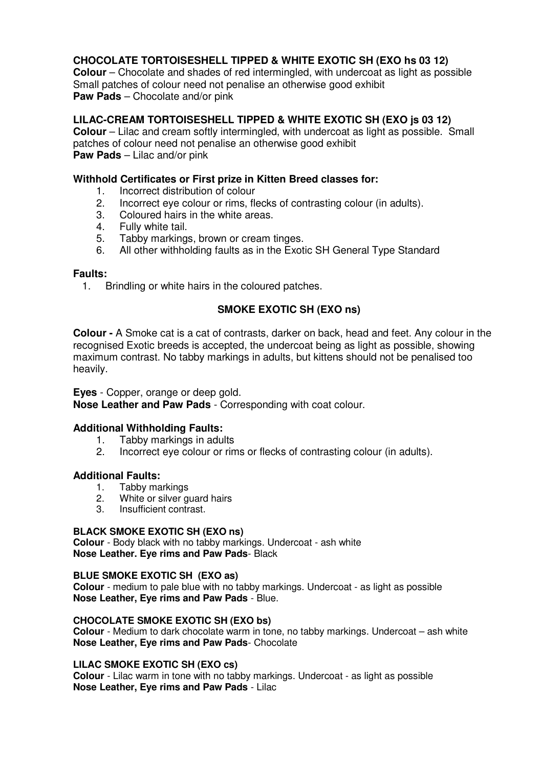**CHOCOLATE TORTOISESHELL TIPPED & WHITE EXOTIC SH (EXO hs 03 12)**
**Colour** – Chocolate and shades of red intermingled, with undercoat as light as possible
Small patches of colour need not penalise an otherwise good exhibit
**Paw Pads** – Chocolate and/or pink

**LILAC-CREAM TORTOISESHELL TIPPED & WHITE EXOTIC SH (EXO js 03 12)**
**Colour** – Lilac and cream softly intermingled, with undercoat as light as possible. Small patches of colour need not penalise an otherwise good exhibit
**Paw Pads** – Lilac and/or pink

**Withhold Certificates or First prize in Kitten Breed classes for:**

1. Incorrect distribution of colour
2. Incorrect eye colour or rims, flecks of contrasting colour (in adults).
3. Coloured hairs in the white areas.
4. Fully white tail.
5. Tabby markings, brown or cream tinges.
6. All other withholding faults as in the Exotic SH General Type Standard

**Faults:**

1. Brindling or white hairs in the coloured patches.

## SMOKE EXOTIC SH (EXO ns)

**Colour -** A Smoke cat is a cat of contrasts, darker on back, head and feet. Any colour in the recognised Exotic breeds is accepted, the undercoat being as light as possible, showing maximum contrast. No tabby markings in adults, but kittens should not be penalised too heavily.

**Eyes** - Copper, orange or deep gold.
**Nose Leather and Paw Pads** - Corresponding with coat colour.

**Additional Withholding Faults:**

1. Tabby markings in adults
2. Incorrect eye colour or rims or flecks of contrasting colour (in adults).

**Additional Faults:**

1. Tabby markings
2. White or silver guard hairs
3. Insufficient contrast.

**BLACK SMOKE EXOTIC SH (EXO ns)**
**Colour** - Body black with no tabby markings. Undercoat - ash white
**Nose Leather. Eye rims and Paw Pads**- Black

**BLUE SMOKE EXOTIC SH (EXO as)**
**Colour** - medium to pale blue with no tabby markings. Undercoat - as light as possible
**Nose Leather, Eye rims and Paw Pads** - Blue.

**CHOCOLATE SMOKE EXOTIC SH (EXO bs)**
**Colour** - Medium to dark chocolate warm in tone, no tabby markings. Undercoat – ash white
**Nose Leather, Eye rims and Paw Pads**- Chocolate

**LILAC SMOKE EXOTIC SH (EXO cs)**
**Colour** - Lilac warm in tone with no tabby markings. Undercoat - as light as possible
**Nose Leather, Eye rims and Paw Pads** - Lilac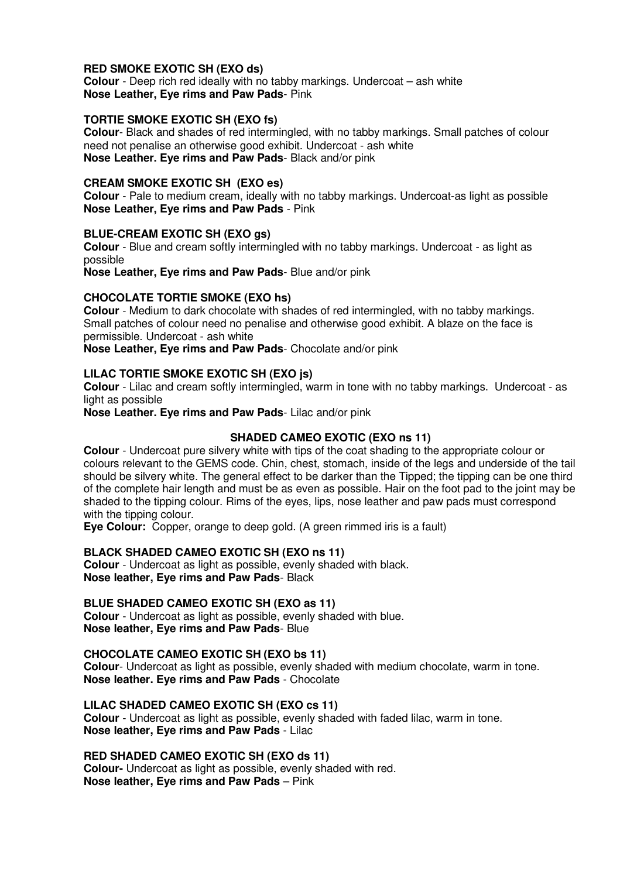**RED SMOKE EXOTIC SH (EXO ds)**
**Colour** - Deep rich red ideally with no tabby markings. Undercoat – ash white
**Nose Leather, Eye rims and Paw Pads**- Pink

**TORTIE SMOKE EXOTIC SH (EXO fs)**
**Colour**- Black and shades of red intermingled, with no tabby markings. Small patches of colour need not penalise an otherwise good exhibit. Undercoat - ash white
**Nose Leather. Eye rims and Paw Pads**- Black and/or pink

**CREAM SMOKE EXOTIC SH (EXO es)**
**Colour** - Pale to medium cream, ideally with no tabby markings. Undercoat-as light as possible
**Nose Leather, Eye rims and Paw Pads** - Pink

**BLUE-CREAM EXOTIC SH (EXO gs)**
**Colour** - Blue and cream softly intermingled with no tabby markings. Undercoat - as light as possible
**Nose Leather, Eye rims and Paw Pads**- Blue and/or pink

**CHOCOLATE TORTIE SMOKE (EXO hs)**
**Colour** - Medium to dark chocolate with shades of red intermingled, with no tabby markings. Small patches of colour need no penalise and otherwise good exhibit. A blaze on the face is permissible. Undercoat - ash white
**Nose Leather, Eye rims and Paw Pads**- Chocolate and/or pink

**LILAC TORTIE SMOKE EXOTIC SH (EXO js)**
**Colour** - Lilac and cream softly intermingled, warm in tone with no tabby markings. Undercoat - as light as possible
**Nose Leather. Eye rims and Paw Pads**- Lilac and/or pink

**SHADED CAMEO EXOTIC (EXO ns 11)**

**Colour** - Undercoat pure silvery white with tips of the coat shading to the appropriate colour or colours relevant to the GEMS code. Chin, chest, stomach, inside of the legs and underside of the tail should be silvery white. The general effect to be darker than the Tipped; the tipping can be one third of the complete hair length and must be as even as possible. Hair on the foot pad to the joint may be shaded to the tipping colour. Rims of the eyes, lips, nose leather and paw pads must correspond with the tipping colour.
**Eye Colour:** Copper, orange to deep gold. (A green rimmed iris is a fault)

**BLACK SHADED CAMEO EXOTIC SH (EXO ns 11)**
**Colour** - Undercoat as light as possible, evenly shaded with black.
**Nose leather, Eye rims and Paw Pads**- Black

**BLUE SHADED CAMEO EXOTIC SH (EXO as 11)**
**Colour** - Undercoat as light as possible, evenly shaded with blue.
**Nose leather, Eye rims and Paw Pads**- Blue

**CHOCOLATE CAMEO EXOTIC SH (EXO bs 11)**
**Colour**- Undercoat as light as possible, evenly shaded with medium chocolate, warm in tone.
**Nose leather. Eye rims and Paw Pads** - Chocolate

**LILAC SHADED CAMEO EXOTIC SH (EXO cs 11)**
**Colour** - Undercoat as light as possible, evenly shaded with faded lilac, warm in tone.
**Nose leather, Eye rims and Paw Pads** - Lilac

**RED SHADED CAMEO EXOTIC SH (EXO ds 11)**
**Colour-** Undercoat as light as possible, evenly shaded with red.
**Nose leather, Eye rims and Paw Pads** – Pink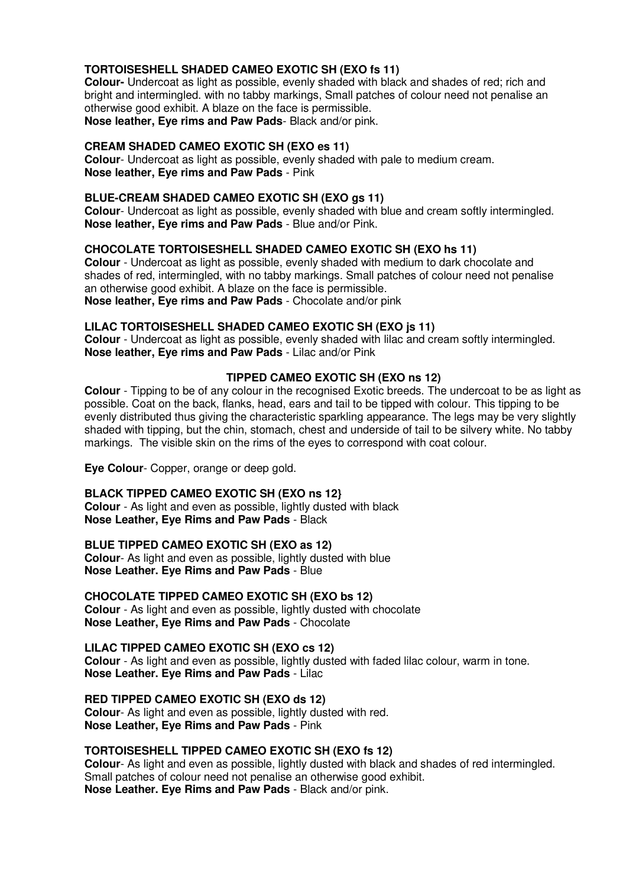### TORTOISESHELL SHADED CAMEO EXOTIC SH (EXO fs 11)

**Colour-** Undercoat as light as possible, evenly shaded with black and shades of red; rich and bright and intermingled. with no tabby markings, Small patches of colour need not penalise an otherwise good exhibit. A blaze on the face is permissible.
**Nose leather, Eye rims and Paw Pads**- Black and/or pink.

### CREAM SHADED CAMEO EXOTIC SH (EXO es 11)

**Colour**- Undercoat as light as possible, evenly shaded with pale to medium cream.
**Nose leather, Eye rims and Paw Pads** - Pink

### BLUE-CREAM SHADED CAMEO EXOTIC SH (EXO gs 11)

**Colour**- Undercoat as light as possible, evenly shaded with blue and cream softly intermingled.
**Nose leather, Eye rims and Paw Pads** - Blue and/or Pink.

### CHOCOLATE TORTOISESHELL SHADED CAMEO EXOTIC SH (EXO hs 11)

**Colour** - Undercoat as light as possible, evenly shaded with medium to dark chocolate and shades of red, intermingled, with no tabby markings. Small patches of colour need not penalise an otherwise good exhibit. A blaze on the face is permissible.
**Nose leather, Eye rims and Paw Pads** - Chocolate and/or pink

### LILAC TORTOISESHELL SHADED CAMEO EXOTIC SH (EXO js 11)

**Colour** - Undercoat as light as possible, evenly shaded with lilac and cream softly intermingled.
**Nose leather, Eye rims and Paw Pads** - Lilac and/or Pink

## TIPPED CAMEO EXOTIC SH (EXO ns 12)

**Colour** - Tipping to be of any colour in the recognised Exotic breeds. The undercoat to be as light as possible. Coat on the back, flanks, head, ears and tail to be tipped with colour. This tipping to be evenly distributed thus giving the characteristic sparkling appearance. The legs may be very slightly shaded with tipping, but the chin, stomach, chest and underside of tail to be silvery white. No tabby markings. The visible skin on the rims of the eyes to correspond with coat colour.

**Eye Colour**- Copper, orange or deep gold.

### BLACK TIPPED CAMEO EXOTIC SH (EXO ns 12}

**Colour** - As light and even as possible, lightly dusted with black
**Nose Leather, Eye Rims and Paw Pads** - Black

### BLUE TIPPED CAMEO EXOTIC SH (EXO as 12)

**Colour**- As light and even as possible, lightly dusted with blue
**Nose Leather. Eye Rims and Paw Pads** - Blue

### CHOCOLATE TIPPED CAMEO EXOTIC SH (EXO bs 12)

**Colour** - As light and even as possible, lightly dusted with chocolate
**Nose Leather, Eye Rims and Paw Pads** - Chocolate

### LILAC TIPPED CAMEO EXOTIC SH (EXO cs 12)

**Colour** - As light and even as possible, lightly dusted with faded lilac colour, warm in tone.
**Nose Leather. Eye Rims and Paw Pads** - Lilac

### RED TIPPED CAMEO EXOTIC SH (EXO ds 12)

**Colour**- As light and even as possible, lightly dusted with red.
**Nose Leather, Eye Rims and Paw Pads** - Pink

### TORTOISESHELL TIPPED CAMEO EXOTIC SH (EXO fs 12)

**Colour**- As light and even as possible, lightly dusted with black and shades of red intermingled. Small patches of colour need not penalise an otherwise good exhibit.
**Nose Leather. Eye Rims and Paw Pads** - Black and/or pink.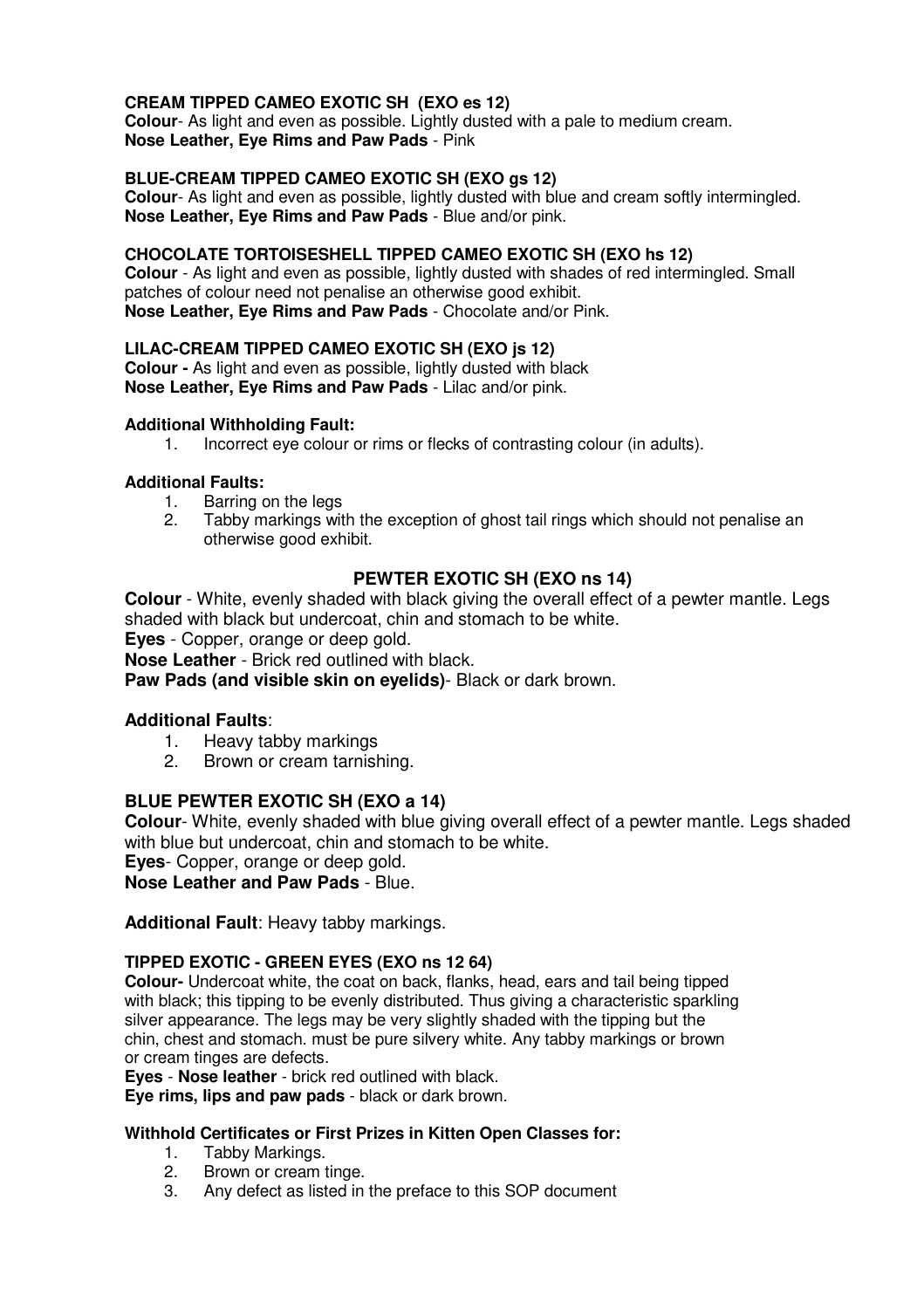#### CREAM TIPPED CAMEO EXOTIC SH (EXO es 12)

**Colour**- As light and even as possible. Lightly dusted with a pale to medium cream.
**Nose Leather, Eye Rims and Paw Pads** - Pink

#### BLUE-CREAM TIPPED CAMEO EXOTIC SH (EXO gs 12)

**Colour**- As light and even as possible, lightly dusted with blue and cream softly intermingled.
**Nose Leather, Eye Rims and Paw Pads** - Blue and/or pink.

#### CHOCOLATE TORTOISESHELL TIPPED CAMEO EXOTIC SH (EXO hs 12)

**Colour** - As light and even as possible, lightly dusted with shades of red intermingled. Small patches of colour need not penalise an otherwise good exhibit.
**Nose Leather, Eye Rims and Paw Pads** - Chocolate and/or Pink.

#### LILAC-CREAM TIPPED CAMEO EXOTIC SH (EXO js 12)

**Colour -** As light and even as possible, lightly dusted with black
**Nose Leather, Eye Rims and Paw Pads** - Lilac and/or pink.

**Additional Withholding Fault:**

1. Incorrect eye colour or rims or flecks of contrasting colour (in adults).

**Additional Faults:**

1. Barring on the legs
2. Tabby markings with the exception of ghost tail rings which should not penalise an otherwise good exhibit.

### PEWTER EXOTIC SH (EXO ns 14)

**Colour** - White, evenly shaded with black giving the overall effect of a pewter mantle. Legs shaded with black but undercoat, chin and stomach to be white.
**Eyes** - Copper, orange or deep gold.
**Nose Leather** - Brick red outlined with black.
**Paw Pads (and visible skin on eyelids)**- Black or dark brown.

**Additional Faults**:

1. Heavy tabby markings
2. Brown or cream tarnishing.

### BLUE PEWTER EXOTIC SH (EXO a 14)

**Colour**- White, evenly shaded with blue giving overall effect of a pewter mantle. Legs shaded with blue but undercoat, chin and stomach to be white.
**Eyes**- Copper, orange or deep gold.
**Nose Leather and Paw Pads** - Blue.

**Additional Fault**: Heavy tabby markings.

#### TIPPED EXOTIC - GREEN EYES (EXO ns 12 64)

**Colour-** Undercoat white, the coat on back, flanks, head, ears and tail being tipped with black; this tipping to be evenly distributed. Thus giving a characteristic sparkling silver appearance. The legs may be very slightly shaded with the tipping but the chin, chest and stomach. must be pure silvery white. Any tabby markings or brown or cream tinges are defects.
**Eyes** - **Nose leather** - brick red outlined with black.
**Eye rims, lips and paw pads** - black or dark brown.

**Withhold Certificates or First Prizes in Kitten Open Classes for:**

1. Tabby Markings.
2. Brown or cream tinge.
3. Any defect as listed in the preface to this SOP document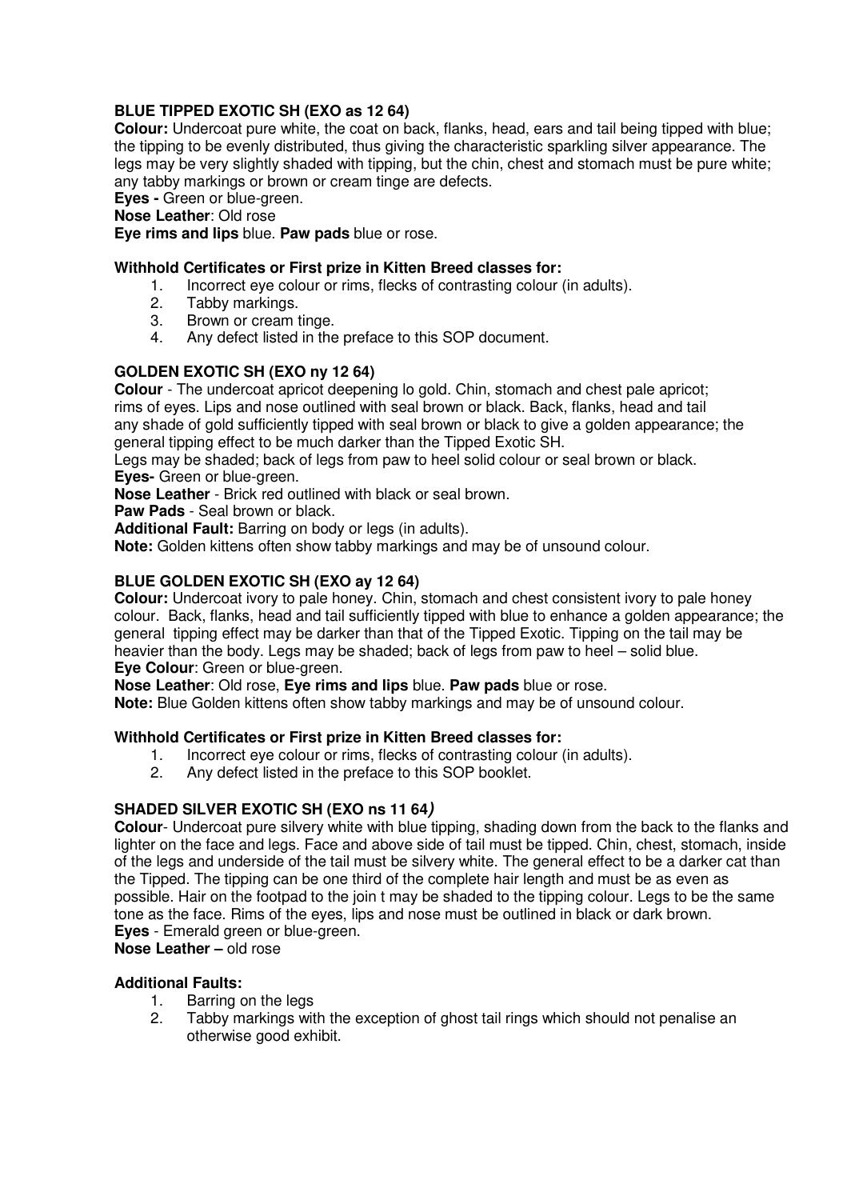### BLUE TIPPED EXOTIC SH (EXO as 12 64)

**Colour:** Undercoat pure white, the coat on back, flanks, head, ears and tail being tipped with blue; the tipping to be evenly distributed, thus giving the characteristic sparkling silver appearance. The legs may be very slightly shaded with tipping, but the chin, chest and stomach must be pure white; any tabby markings or brown or cream tinge are defects.

**Eyes -** Green or blue-green.

**Nose Leather**: Old rose

**Eye rims and lips** blue. **Paw pads** blue or rose.

**Withhold Certificates or First prize in Kitten Breed classes for:**

1. Incorrect eye colour or rims, flecks of contrasting colour (in adults).
2. Tabby markings.
3. Brown or cream tinge.
4. Any defect listed in the preface to this SOP document.

### GOLDEN EXOTIC SH (EXO ny 12 64)

**Colour** - The undercoat apricot deepening lo gold. Chin, stomach and chest pale apricot; rims of eyes. Lips and nose outlined with seal brown or black. Back, flanks, head and tail any shade of gold sufficiently tipped with seal brown or black to give a golden appearance; the general tipping effect to be much darker than the Tipped Exotic SH.

Legs may be shaded; back of legs from paw to heel solid colour or seal brown or black.

**Eyes-** Green or blue-green.

**Nose Leather** - Brick red outlined with black or seal brown.

**Paw Pads** - Seal brown or black.

**Additional Fault:** Barring on body or legs (in adults).

**Note:** Golden kittens often show tabby markings and may be of unsound colour.

### BLUE GOLDEN EXOTIC SH (EXO ay 12 64)

**Colour:** Undercoat ivory to pale honey. Chin, stomach and chest consistent ivory to pale honey colour. Back, flanks, head and tail sufficiently tipped with blue to enhance a golden appearance; the general tipping effect may be darker than that of the Tipped Exotic. Tipping on the tail may be heavier than the body. Legs may be shaded; back of legs from paw to heel – solid blue.

**Eye Colour**: Green or blue-green.

**Nose Leather**: Old rose, **Eye rims and lips** blue. **Paw pads** blue or rose.

**Note:** Blue Golden kittens often show tabby markings and may be of unsound colour.

**Withhold Certificates or First prize in Kitten Breed classes for:**

1. Incorrect eye colour or rims, flecks of contrasting colour (in adults).
2. Any defect listed in the preface to this SOP booklet.

### SHADED SILVER EXOTIC SH (EXO ns 11 64*)*

**Colour**- Undercoat pure silvery white with blue tipping, shading down from the back to the flanks and lighter on the face and legs. Face and above side of tail must be tipped. Chin, chest, stomach, inside of the legs and underside of the tail must be silvery white. The general effect to be a darker cat than the Tipped. The tipping can be one third of the complete hair length and must be as even as possible. Hair on the footpad to the join t may be shaded to the tipping colour. Legs to be the same tone as the face. Rims of the eyes, lips and nose must be outlined in black or dark brown.

**Eyes** - Emerald green or blue-green.

**Nose Leather –** old rose

**Additional Faults:**

1. Barring on the legs
2. Tabby markings with the exception of ghost tail rings which should not penalise an otherwise good exhibit.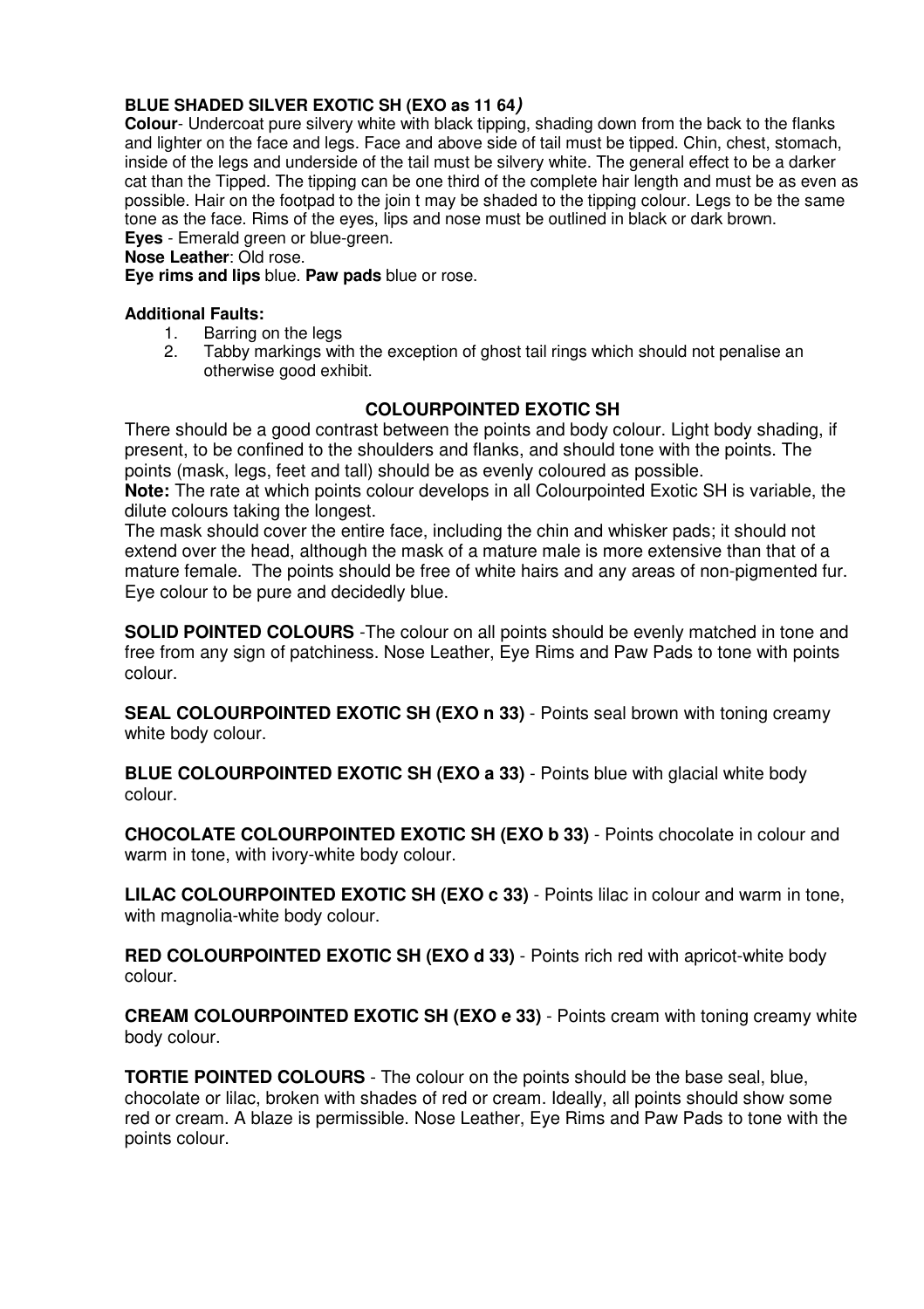**BLUE SHADED SILVER EXOTIC SH (EXO as 11 64*)***

**Colour**- Undercoat pure silvery white with black tipping, shading down from the back to the flanks and lighter on the face and legs. Face and above side of tail must be tipped. Chin, chest, stomach, inside of the legs and underside of the tail must be silvery white. The general effect to be a darker cat than the Tipped. The tipping can be one third of the complete hair length and must be as even as possible. Hair on the footpad to the join t may be shaded to the tipping colour. Legs to be the same tone as the face. Rims of the eyes, lips and nose must be outlined in black or dark brown.
**Eyes** - Emerald green or blue-green.
**Nose Leather**: Old rose.
**Eye rims and lips** blue. **Paw pads** blue or rose.

**Additional Faults:**

1. Barring on the legs
2. Tabby markings with the exception of ghost tail rings which should not penalise an otherwise good exhibit.

## COLOURPOINTED EXOTIC SH

There should be a good contrast between the points and body colour. Light body shading, if present, to be confined to the shoulders and flanks, and should tone with the points. The points (mask, legs, feet and tall) should be as evenly coloured as possible.
**Note:** The rate at which points colour develops in all Colourpointed Exotic SH is variable, the dilute colours taking the longest.
The mask should cover the entire face, including the chin and whisker pads; it should not extend over the head, although the mask of a mature male is more extensive than that of a mature female. The points should be free of white hairs and any areas of non-pigmented fur. Eye colour to be pure and decidedly blue.

**SOLID POINTED COLOURS** -The colour on all points should be evenly matched in tone and free from any sign of patchiness. Nose Leather, Eye Rims and Paw Pads to tone with points colour.

**SEAL COLOURPOINTED EXOTIC SH (EXO n 33)** - Points seal brown with toning creamy white body colour.

**BLUE COLOURPOINTED EXOTIC SH (EXO a 33)** - Points blue with glacial white body colour.

**CHOCOLATE COLOURPOINTED EXOTIC SH (EXO b 33)** - Points chocolate in colour and warm in tone, with ivory-white body colour.

**LILAC COLOURPOINTED EXOTIC SH (EXO c 33)** - Points lilac in colour and warm in tone, with magnolia-white body colour.

**RED COLOURPOINTED EXOTIC SH (EXO d 33)** - Points rich red with apricot-white body colour.

**CREAM COLOURPOINTED EXOTIC SH (EXO e 33)** - Points cream with toning creamy white body colour.

**TORTIE POINTED COLOURS** - The colour on the points should be the base seal, blue, chocolate or lilac, broken with shades of red or cream. Ideally, all points should show some red or cream. A blaze is permissible. Nose Leather, Eye Rims and Paw Pads to tone with the points colour.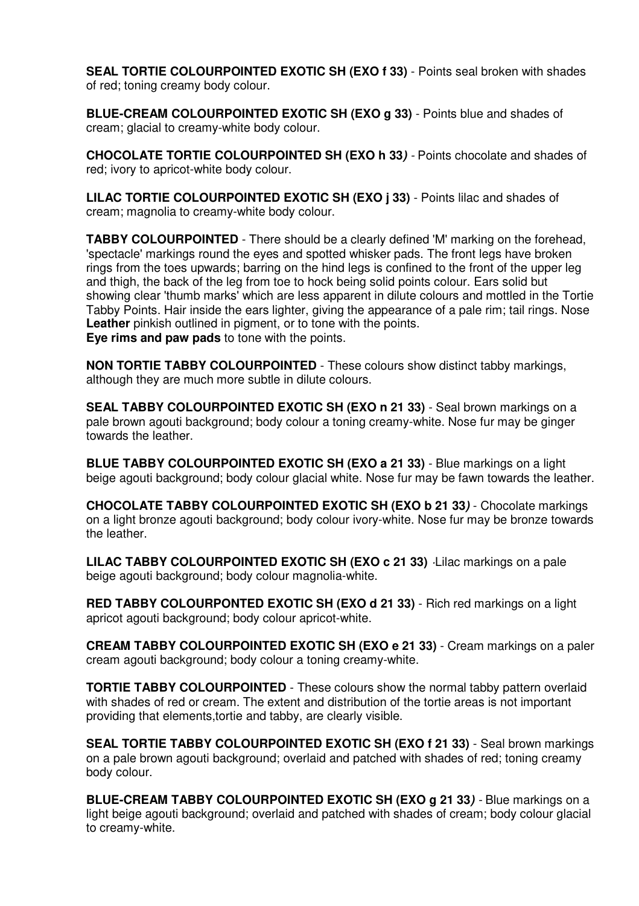**SEAL TORTIE COLOURPOINTED EXOTIC SH (EXO f 33)** - Points seal broken with shades of red; toning creamy body colour.

**BLUE-CREAM COLOURPOINTED EXOTIC SH (EXO g 33)** - Points blue and shades of cream; glacial to creamy-white body colour.

**CHOCOLATE TORTIE COLOURPOINTED SH (EXO h 33*)*** - Points chocolate and shades of red; ivory to apricot-white body colour.

**LILAC TORTIE COLOURPOINTED EXOTIC SH (EXO j 33)** - Points lilac and shades of cream; magnolia to creamy-white body colour.

**TABBY COLOURPOINTED** - There should be a clearly defined 'M' marking on the forehead, 'spectacle' markings round the eyes and spotted whisker pads. The front legs have broken rings from the toes upwards; barring on the hind legs is confined to the front of the upper leg and thigh, the back of the leg from toe to hock being solid points colour. Ears solid but showing clear 'thumb marks' which are less apparent in dilute colours and mottled in the Tortie Tabby Points. Hair inside the ears lighter, giving the appearance of a pale rim; tail rings. Nose **Leather** pinkish outlined in pigment, or to tone with the points.
**Eye rims and paw pads** to tone with the points.

**NON TORTIE TABBY COLOURPOINTED** - These colours show distinct tabby markings, although they are much more subtle in dilute colours.

**SEAL TABBY COLOURPOINTED EXOTIC SH (EXO n 21 33)** - Seal brown markings on a pale brown agouti background; body colour a toning creamy-white. Nose fur may be ginger towards the leather.

**BLUE TABBY COLOURPOINTED EXOTIC SH (EXO a 21 33)** - Blue markings on a light beige agouti background; body colour glacial white. Nose fur may be fawn towards the leather.

**CHOCOLATE TABBY COLOURPOINTED EXOTIC SH (EXO b 21 33*)*** - Chocolate markings on a light bronze agouti background; body colour ivory-white. Nose fur may be bronze towards the leather.

**LILAC TABBY COLOURPOINTED EXOTIC SH (EXO c 21 33)** ·Lilac markings on a pale beige agouti background; body colour magnolia-white.

**RED TABBY COLOURPONTED EXOTIC SH (EXO d 21 33)** - Rich red markings on a light apricot agouti background; body colour apricot-white.

**CREAM TABBY COLOURPOINTED EXOTIC SH (EXO e 21 33)** - Cream markings on a paler cream agouti background; body colour a toning creamy-white.

**TORTIE TABBY COLOURPOINTED** - These colours show the normal tabby pattern overlaid with shades of red or cream. The extent and distribution of the tortie areas is not important providing that elements,tortie and tabby, are clearly visible.

**SEAL TORTIE TABBY COLOURPOINTED EXOTIC SH (EXO f 21 33)** - Seal brown markings on a pale brown agouti background; overlaid and patched with shades of red; toning creamy body colour.

**BLUE-CREAM TABBY COLOURPOINTED EXOTIC SH (EXO g 21 33*)*** - Blue markings on a light beige agouti background; overlaid and patched with shades of cream; body colour glacial to creamy-white.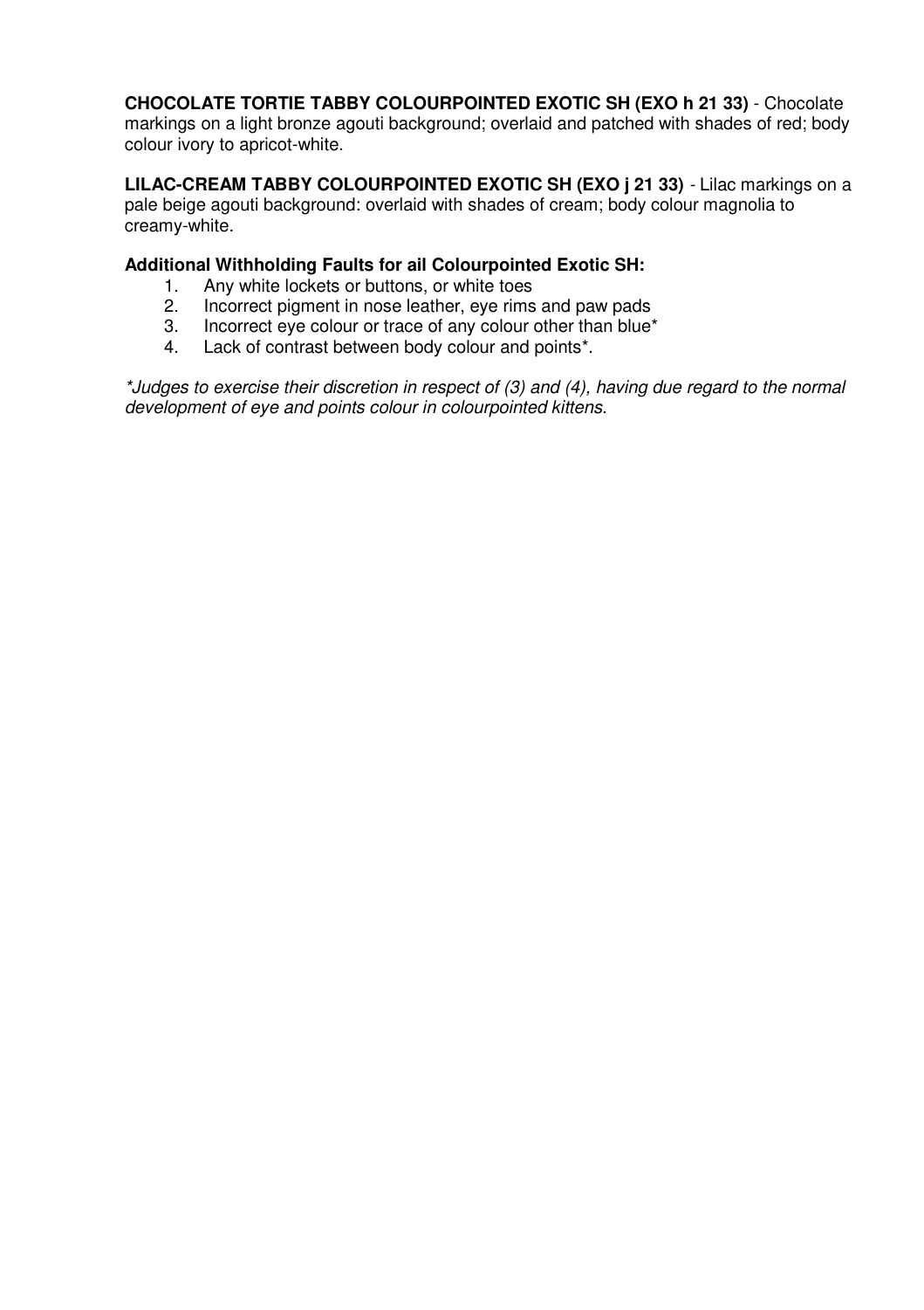**CHOCOLATE TORTIE TABBY COLOURPOINTED EXOTIC SH (EXO h 21 33)** - Chocolate markings on a light bronze agouti background; overlaid and patched with shades of red; body colour ivory to apricot-white.

**LILAC-CREAM TABBY COLOURPOINTED EXOTIC SH (EXO j 21 33)** - Lilac markings on a pale beige agouti background: overlaid with shades of cream; body colour magnolia to creamy-white.

**Additional Withholding Faults for ail Colourpointed Exotic SH:**

1. Any white lockets or buttons, or white toes
2. Incorrect pigment in nose leather, eye rims and paw pads
3. Incorrect eye colour or trace of any colour other than blue*
4. Lack of contrast between body colour and points*.

*\*Judges to exercise their discretion in respect of (3) and (4), having due regard to the normal development of eye and points colour in colourpointed kittens.*